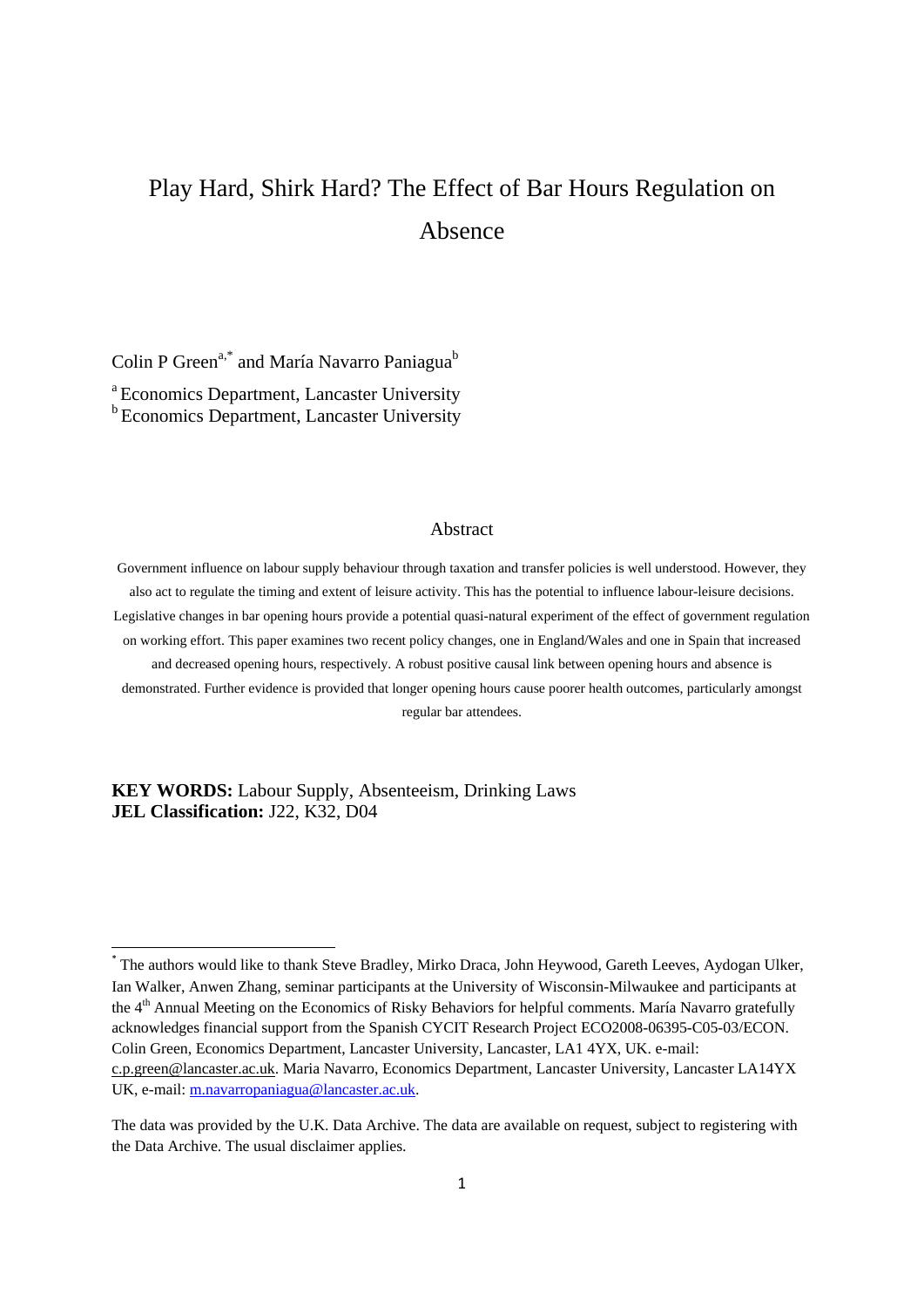# Play Hard, Shirk Hard? The Effect of Bar Hours Regulation on Absence

Colin P Green[a,*] and María Navarro Paniagua[b]

[a] Economics Department, Lancaster University
[b] Economics Department, Lancaster University

## Abstract

Government influence on labour supply behaviour through taxation and transfer policies is well understood. However, they also act to regulate the timing and extent of leisure activity. This has the potential to influence labour-leisure decisions. Legislative changes in bar opening hours provide a potential quasi-natural experiment of the effect of government regulation on working effort. This paper examines two recent policy changes, one in England/Wales and one in Spain that increased and decreased opening hours, respectively. A robust positive causal link between opening hours and absence is demonstrated. Further evidence is provided that longer opening hours cause poorer health outcomes, particularly amongst regular bar attendees.

**KEY WORDS:** Labour Supply, Absenteeism, Drinking Laws
**JEL Classification:** J22, K32, D04

---

[*] The authors would like to thank Steve Bradley, Mirko Draca, John Heywood, Gareth Leeves, Aydogan Ulker, Ian Walker, Anwen Zhang, seminar participants at the University of Wisconsin-Milwaukee and participants at the 4[th] Annual Meeting on the Economics of Risky Behaviors for helpful comments. María Navarro gratefully acknowledges financial support from the Spanish CYCIT Research Project ECO2008-06395-C05-03/ECON. Colin Green, Economics Department, Lancaster University, Lancaster, LA1 4YX, UK. e-mail: c.p.green@lancaster.ac.uk. Maria Navarro, Economics Department, Lancaster University, Lancaster LA14YX UK, e-mail: m.navarropaniagua@lancaster.ac.uk.

The data was provided by the U.K. Data Archive. The data are available on request, subject to registering with the Data Archive. The usual disclaimer applies.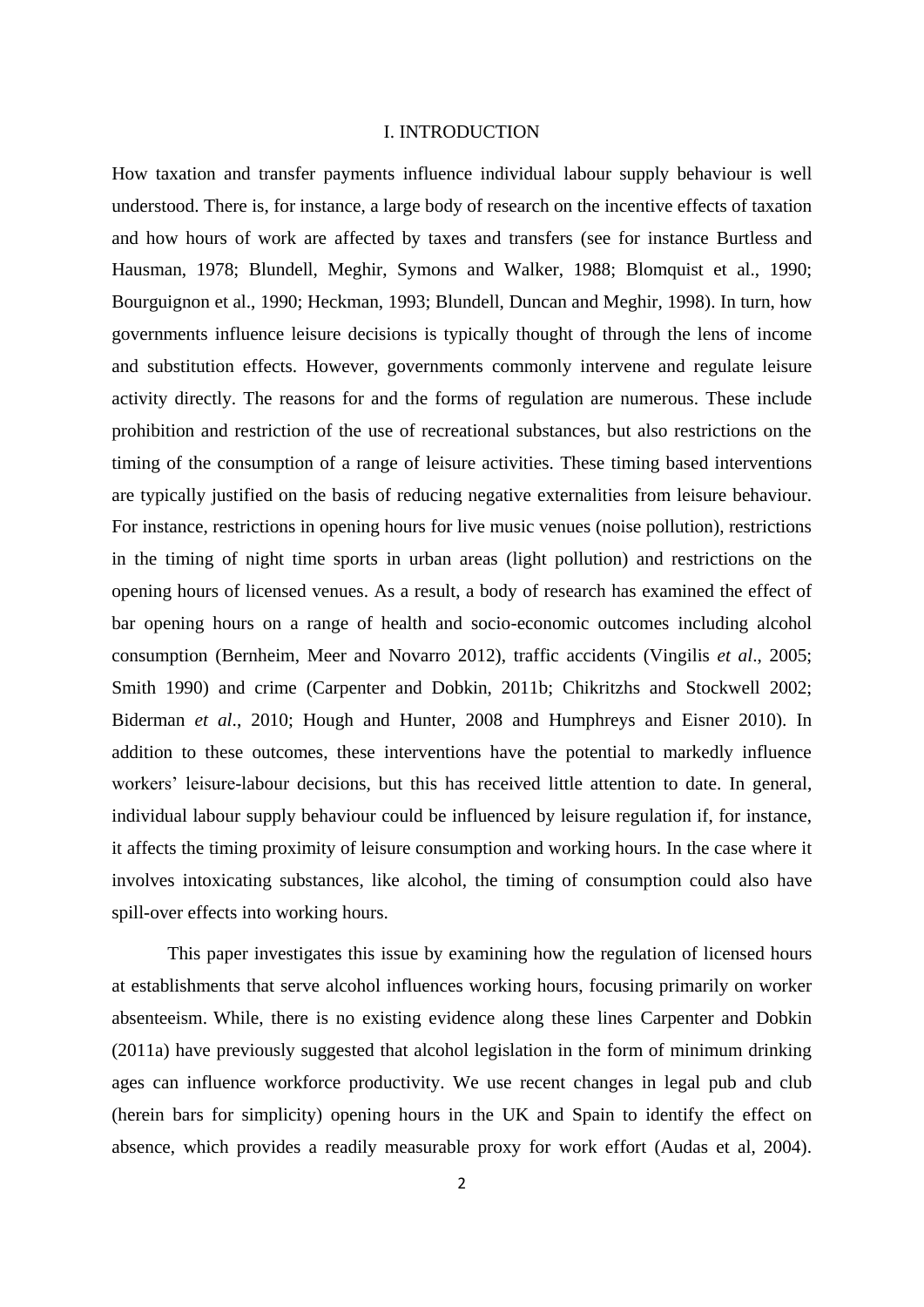# I. INTRODUCTION

How taxation and transfer payments influence individual labour supply behaviour is well understood. There is, for instance, a large body of research on the incentive effects of taxation and how hours of work are affected by taxes and transfers (see for instance Burtless and Hausman, 1978; Blundell, Meghir, Symons and Walker, 1988; Blomquist et al., 1990; Bourguignon et al., 1990; Heckman, 1993; Blundell, Duncan and Meghir, 1998). In turn, how governments influence leisure decisions is typically thought of through the lens of income and substitution effects. However, governments commonly intervene and regulate leisure activity directly. The reasons for and the forms of regulation are numerous. These include prohibition and restriction of the use of recreational substances, but also restrictions on the timing of the consumption of a range of leisure activities. These timing based interventions are typically justified on the basis of reducing negative externalities from leisure behaviour. For instance, restrictions in opening hours for live music venues (noise pollution), restrictions in the timing of night time sports in urban areas (light pollution) and restrictions on the opening hours of licensed venues. As a result, a body of research has examined the effect of bar opening hours on a range of health and socio-economic outcomes including alcohol consumption (Bernheim, Meer and Novarro 2012), traffic accidents (Vingilis *et al*., 2005; Smith 1990) and crime (Carpenter and Dobkin, 2011b; Chikritzhs and Stockwell 2002; Biderman *et al*., 2010; Hough and Hunter, 2008 and Humphreys and Eisner 2010). In addition to these outcomes, these interventions have the potential to markedly influence workers' leisure-labour decisions, but this has received little attention to date. In general, individual labour supply behaviour could be influenced by leisure regulation if, for instance, it affects the timing proximity of leisure consumption and working hours. In the case where it involves intoxicating substances, like alcohol, the timing of consumption could also have spill-over effects into working hours.

This paper investigates this issue by examining how the regulation of licensed hours at establishments that serve alcohol influences working hours, focusing primarily on worker absenteeism. While, there is no existing evidence along these lines Carpenter and Dobkin (2011a) have previously suggested that alcohol legislation in the form of minimum drinking ages can influence workforce productivity. We use recent changes in legal pub and club (herein bars for simplicity) opening hours in the UK and Spain to identify the effect on absence, which provides a readily measurable proxy for work effort (Audas et al, 2004).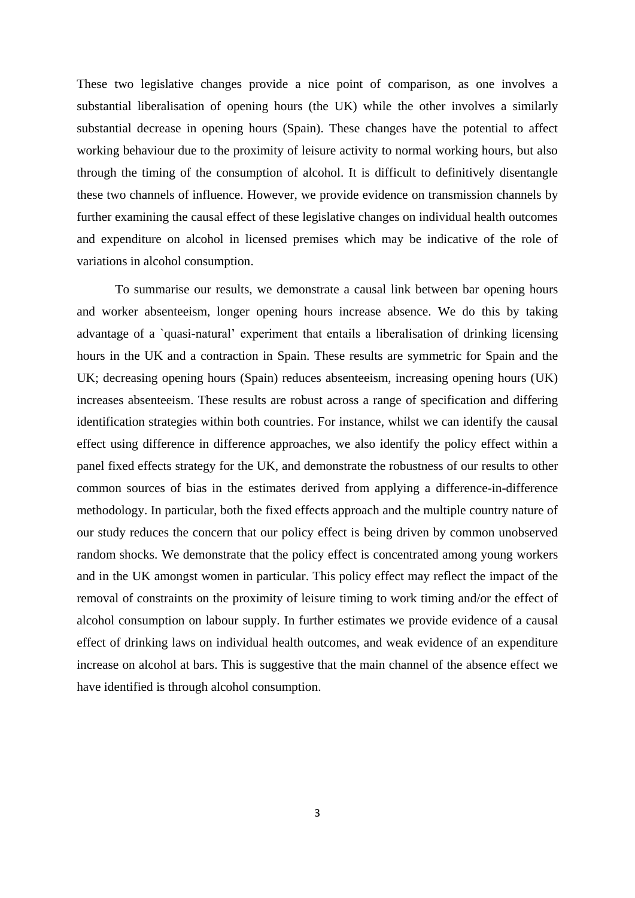These two legislative changes provide a nice point of comparison, as one involves a substantial liberalisation of opening hours (the UK) while the other involves a similarly substantial decrease in opening hours (Spain). These changes have the potential to affect working behaviour due to the proximity of leisure activity to normal working hours, but also through the timing of the consumption of alcohol. It is difficult to definitively disentangle these two channels of influence. However, we provide evidence on transmission channels by further examining the causal effect of these legislative changes on individual health outcomes and expenditure on alcohol in licensed premises which may be indicative of the role of variations in alcohol consumption.

To summarise our results, we demonstrate a causal link between bar opening hours and worker absenteeism, longer opening hours increase absence. We do this by taking advantage of a `quasi-natural' experiment that entails a liberalisation of drinking licensing hours in the UK and a contraction in Spain. These results are symmetric for Spain and the UK; decreasing opening hours (Spain) reduces absenteeism, increasing opening hours (UK) increases absenteeism. These results are robust across a range of specification and differing identification strategies within both countries. For instance, whilst we can identify the causal effect using difference in difference approaches, we also identify the policy effect within a panel fixed effects strategy for the UK, and demonstrate the robustness of our results to other common sources of bias in the estimates derived from applying a difference-in-difference methodology. In particular, both the fixed effects approach and the multiple country nature of our study reduces the concern that our policy effect is being driven by common unobserved random shocks. We demonstrate that the policy effect is concentrated among young workers and in the UK amongst women in particular. This policy effect may reflect the impact of the removal of constraints on the proximity of leisure timing to work timing and/or the effect of alcohol consumption on labour supply. In further estimates we provide evidence of a causal effect of drinking laws on individual health outcomes, and weak evidence of an expenditure increase on alcohol at bars. This is suggestive that the main channel of the absence effect we have identified is through alcohol consumption.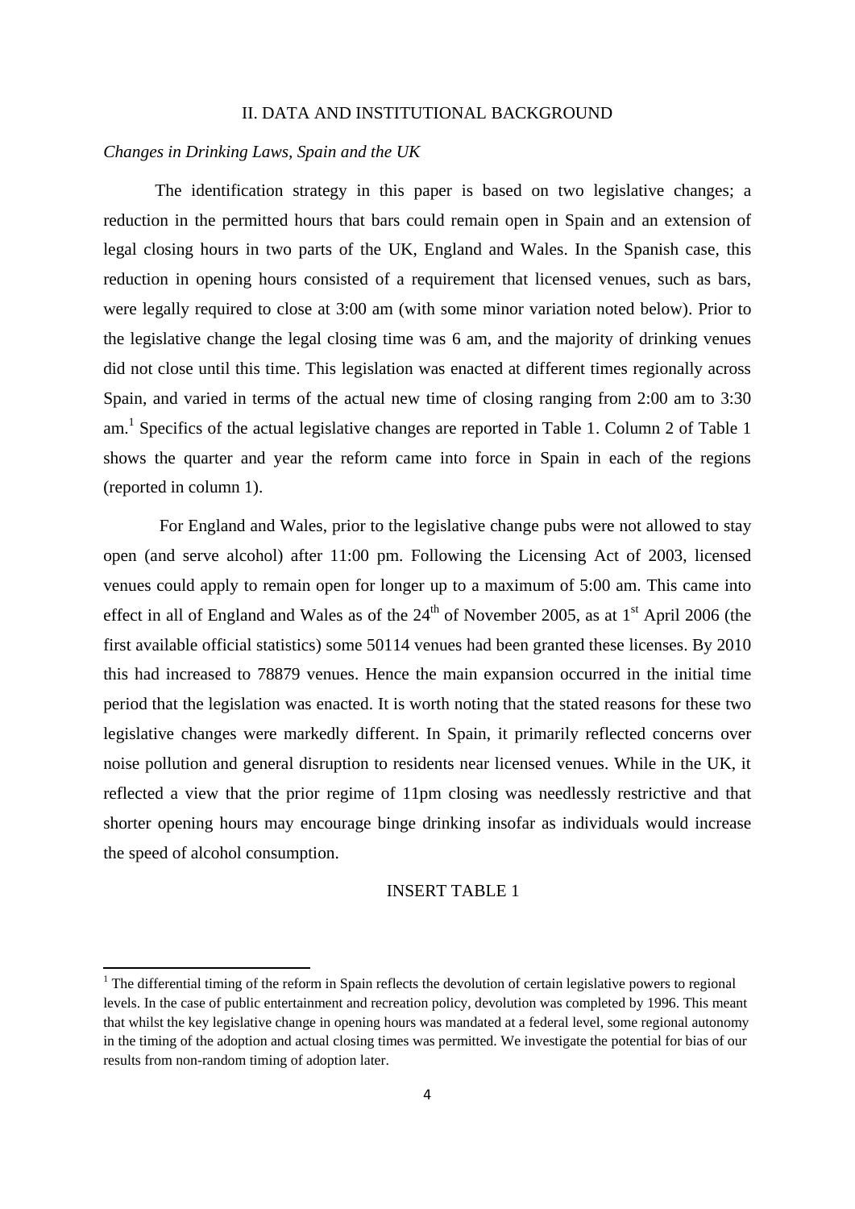## II. DATA AND INSTITUTIONAL BACKGROUND

*Changes in Drinking Laws, Spain and the UK*

The identification strategy in this paper is based on two legislative changes; a reduction in the permitted hours that bars could remain open in Spain and an extension of legal closing hours in two parts of the UK, England and Wales. In the Spanish case, this reduction in opening hours consisted of a requirement that licensed venues, such as bars, were legally required to close at 3:00 am (with some minor variation noted below). Prior to the legislative change the legal closing time was 6 am, and the majority of drinking venues did not close until this time. This legislation was enacted at different times regionally across Spain, and varied in terms of the actual new time of closing ranging from 2:00 am to 3:30 am.[1] Specifics of the actual legislative changes are reported in Table 1. Column 2 of Table 1 shows the quarter and year the reform came into force in Spain in each of the regions (reported in column 1).

For England and Wales, prior to the legislative change pubs were not allowed to stay open (and serve alcohol) after 11:00 pm. Following the Licensing Act of 2003, licensed venues could apply to remain open for longer up to a maximum of 5:00 am. This came into effect in all of England and Wales as of the 24th of November 2005, as at 1st April 2006 (the first available official statistics) some 50114 venues had been granted these licenses. By 2010 this had increased to 78879 venues. Hence the main expansion occurred in the initial time period that the legislation was enacted. It is worth noting that the stated reasons for these two legislative changes were markedly different. In Spain, it primarily reflected concerns over noise pollution and general disruption to residents near licensed venues. While in the UK, it reflected a view that the prior regime of 11pm closing was needlessly restrictive and that shorter opening hours may encourage binge drinking insofar as individuals would increase the speed of alcohol consumption.

INSERT TABLE 1

[1] The differential timing of the reform in Spain reflects the devolution of certain legislative powers to regional levels. In the case of public entertainment and recreation policy, devolution was completed by 1996. This meant that whilst the key legislative change in opening hours was mandated at a federal level, some regional autonomy in the timing of the adoption and actual closing times was permitted. We investigate the potential for bias of our results from non-random timing of adoption later.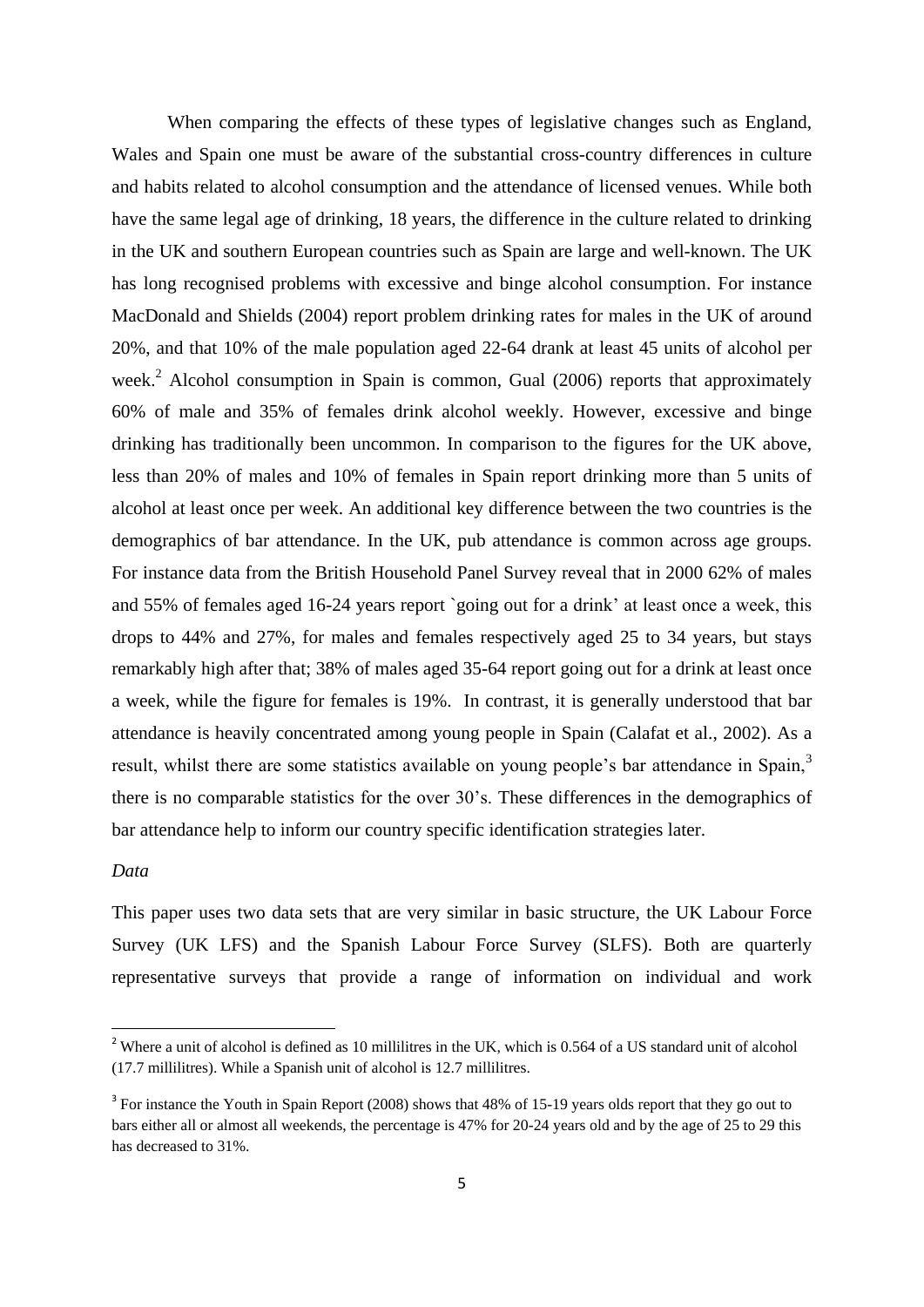When comparing the effects of these types of legislative changes such as England, Wales and Spain one must be aware of the substantial cross-country differences in culture and habits related to alcohol consumption and the attendance of licensed venues. While both have the same legal age of drinking, 18 years, the difference in the culture related to drinking in the UK and southern European countries such as Spain are large and well-known. The UK has long recognised problems with excessive and binge alcohol consumption. For instance MacDonald and Shields (2004) report problem drinking rates for males in the UK of around 20%, and that 10% of the male population aged 22-64 drank at least 45 units of alcohol per week.[2] Alcohol consumption in Spain is common, Gual (2006) reports that approximately 60% of male and 35% of females drink alcohol weekly. However, excessive and binge drinking has traditionally been uncommon. In comparison to the figures for the UK above, less than 20% of males and 10% of females in Spain report drinking more than 5 units of alcohol at least once per week. An additional key difference between the two countries is the demographics of bar attendance. In the UK, pub attendance is common across age groups. For instance data from the British Household Panel Survey reveal that in 2000 62% of males and 55% of females aged 16-24 years report `going out for a drink' at least once a week, this drops to 44% and 27%, for males and females respectively aged 25 to 34 years, but stays remarkably high after that; 38% of males aged 35-64 report going out for a drink at least once a week, while the figure for females is 19%. In contrast, it is generally understood that bar attendance is heavily concentrated among young people in Spain (Calafat et al., 2002). As a result, whilst there are some statistics available on young people's bar attendance in Spain,[3] there is no comparable statistics for the over 30's. These differences in the demographics of bar attendance help to inform our country specific identification strategies later.

*Data*

This paper uses two data sets that are very similar in basic structure, the UK Labour Force Survey (UK LFS) and the Spanish Labour Force Survey (SLFS). Both are quarterly representative surveys that provide a range of information on individual and work

---

[2] Where a unit of alcohol is defined as 10 millilitres in the UK, which is 0.564 of a US standard unit of alcohol (17.7 millilitres). While a Spanish unit of alcohol is 12.7 millilitres.

[3] For instance the Youth in Spain Report (2008) shows that 48% of 15-19 years olds report that they go out to bars either all or almost all weekends, the percentage is 47% for 20-24 years old and by the age of 25 to 29 this has decreased to 31%.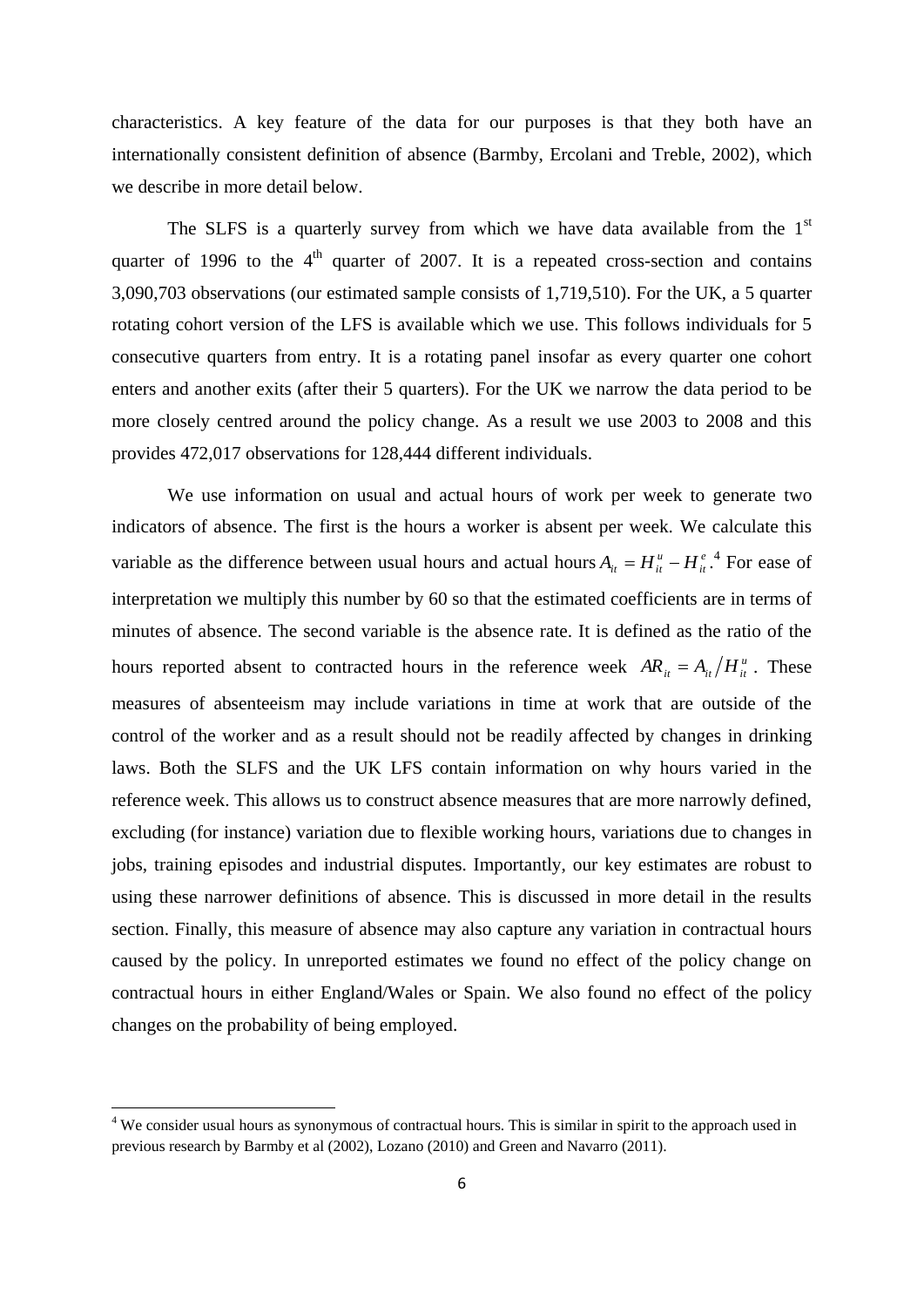characteristics. A key feature of the data for our purposes is that they both have an internationally consistent definition of absence (Barmby, Ercolani and Treble, 2002), which we describe in more detail below.

The SLFS is a quarterly survey from which we have data available from the 1st quarter of 1996 to the 4th quarter of 2007. It is a repeated cross-section and contains 3,090,703 observations (our estimated sample consists of 1,719,510). For the UK, a 5 quarter rotating cohort version of the LFS is available which we use. This follows individuals for 5 consecutive quarters from entry. It is a rotating panel insofar as every quarter one cohort enters and another exits (after their 5 quarters). For the UK we narrow the data period to be more closely centred around the policy change. As a result we use 2003 to 2008 and this provides 472,017 observations for 128,444 different individuals.

We use information on usual and actual hours of work per week to generate two indicators of absence. The first is the hours a worker is absent per week. We calculate this variable as the difference between usual hours and actual hours $A_{it} = H_{it}^{u} - H_{it}^{e}$.[4] For ease of interpretation we multiply this number by 60 so that the estimated coefficients are in terms of minutes of absence. The second variable is the absence rate. It is defined as the ratio of the hours reported absent to contracted hours in the reference week $AR_{it} = A_{it} / H_{it}^{u}$. These measures of absenteeism may include variations in time at work that are outside of the control of the worker and as a result should not be readily affected by changes in drinking laws. Both the SLFS and the UK LFS contain information on why hours varied in the reference week. This allows us to construct absence measures that are more narrowly defined, excluding (for instance) variation due to flexible working hours, variations due to changes in jobs, training episodes and industrial disputes. Importantly, our key estimates are robust to using these narrower definitions of absence. This is discussed in more detail in the results section. Finally, this measure of absence may also capture any variation in contractual hours caused by the policy. In unreported estimates we found no effect of the policy change on contractual hours in either England/Wales or Spain. We also found no effect of the policy changes on the probability of being employed.

---

[4] We consider usual hours as synonymous of contractual hours. This is similar in spirit to the approach used in previous research by Barmby et al (2002), Lozano (2010) and Green and Navarro (2011).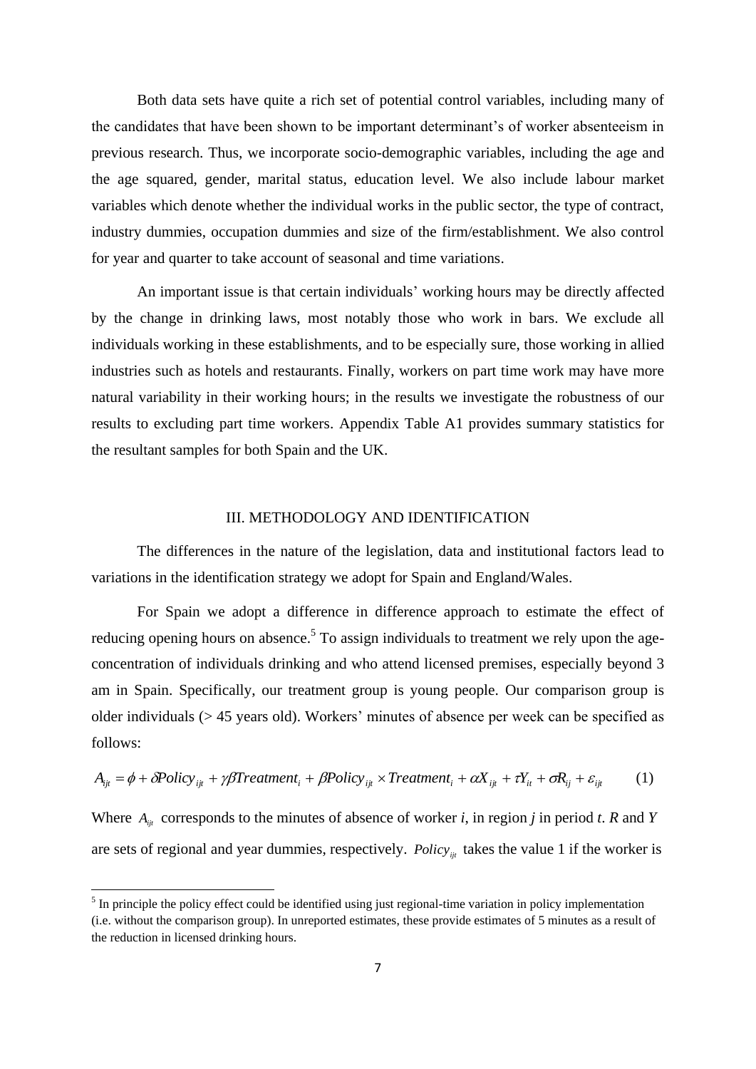Both data sets have quite a rich set of potential control variables, including many of the candidates that have been shown to be important determinant's of worker absenteeism in previous research. Thus, we incorporate socio-demographic variables, including the age and the age squared, gender, marital status, education level. We also include labour market variables which denote whether the individual works in the public sector, the type of contract, industry dummies, occupation dummies and size of the firm/establishment. We also control for year and quarter to take account of seasonal and time variations.

An important issue is that certain individuals' working hours may be directly affected by the change in drinking laws, most notably those who work in bars. We exclude all individuals working in these establishments, and to be especially sure, those working in allied industries such as hotels and restaurants. Finally, workers on part time work may have more natural variability in their working hours; in the results we investigate the robustness of our results to excluding part time workers. Appendix Table A1 provides summary statistics for the resultant samples for both Spain and the UK.

## III. METHODOLOGY AND IDENTIFICATION

The differences in the nature of the legislation, data and institutional factors lead to variations in the identification strategy we adopt for Spain and England/Wales.

For Spain we adopt a difference in difference approach to estimate the effect of reducing opening hours on absence.[5] To assign individuals to treatment we rely upon the age-concentration of individuals drinking and who attend licensed premises, especially beyond 3 am in Spain. Specifically, our treatment group is young people. Our comparison group is older individuals (> 45 years old). Workers' minutes of absence per week can be specified as follows:

$$A_{ijt} = \phi + \delta Policy_{ijt} + \gamma\beta Treatment_i + \beta Policy_{ijt} \times Treatment_i + \alpha X_{ijt} + \tau Y_{it} + \sigma R_{ij} + \varepsilon_{ijt} \qquad (1)$$

Where $A_{ijt}$ corresponds to the minutes of absence of worker *i*, in region *j* in period *t*. *R* and *Y* are sets of regional and year dummies, respectively. $Policy_{ijt}$ takes the value 1 if the worker is

[5] In principle the policy effect could be identified using just regional-time variation in policy implementation (i.e. without the comparison group). In unreported estimates, these provide estimates of 5 minutes as a result of the reduction in licensed drinking hours.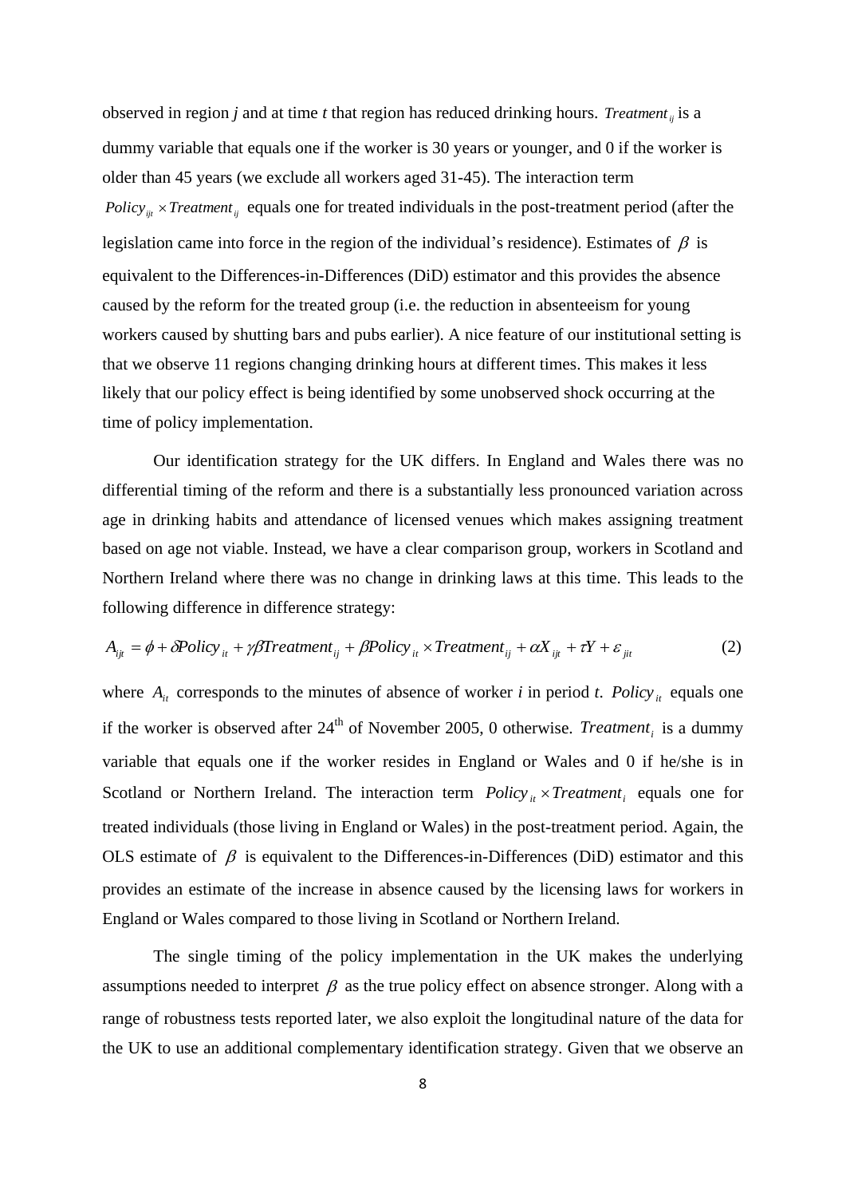observed in region *j* and at time *t* that region has reduced drinking hours. $Treatment_{ij}$ is a dummy variable that equals one if the worker is 30 years or younger, and 0 if the worker is older than 45 years (we exclude all workers aged 31-45). The interaction term $Policy_{ijt} \times Treatment_{ij}$ equals one for treated individuals in the post-treatment period (after the legislation came into force in the region of the individual's residence). Estimates of $\beta$ is equivalent to the Differences-in-Differences (DiD) estimator and this provides the absence caused by the reform for the treated group (i.e. the reduction in absenteeism for young workers caused by shutting bars and pubs earlier). A nice feature of our institutional setting is that we observe 11 regions changing drinking hours at different times. This makes it less likely that our policy effect is being identified by some unobserved shock occurring at the time of policy implementation.

Our identification strategy for the UK differs. In England and Wales there was no differential timing of the reform and there is a substantially less pronounced variation across age in drinking habits and attendance of licensed venues which makes assigning treatment based on age not viable. Instead, we have a clear comparison group, workers in Scotland and Northern Ireland where there was no change in drinking laws at this time. This leads to the following difference in difference strategy:

$$A_{ijt} = \phi + \delta Policy_{it} + \gamma \beta Treatment_{ij} + \beta Policy_{it} \times Treatment_{ij} + \alpha X_{ijt} + \tau Y + \varepsilon_{jit} \qquad (2)$$

where $A_{it}$ corresponds to the minutes of absence of worker *i* in period *t*. $Policy_{it}$ equals one if the worker is observed after 24th of November 2005, 0 otherwise. $Treatment_{i}$ is a dummy variable that equals one if the worker resides in England or Wales and 0 if he/she is in Scotland or Northern Ireland. The interaction term $Policy_{it} \times Treatment_{i}$ equals one for treated individuals (those living in England or Wales) in the post-treatment period. Again, the OLS estimate of $\beta$ is equivalent to the Differences-in-Differences (DiD) estimator and this provides an estimate of the increase in absence caused by the licensing laws for workers in England or Wales compared to those living in Scotland or Northern Ireland.

The single timing of the policy implementation in the UK makes the underlying assumptions needed to interpret $\beta$ as the true policy effect on absence stronger. Along with a range of robustness tests reported later, we also exploit the longitudinal nature of the data for the UK to use an additional complementary identification strategy. Given that we observe an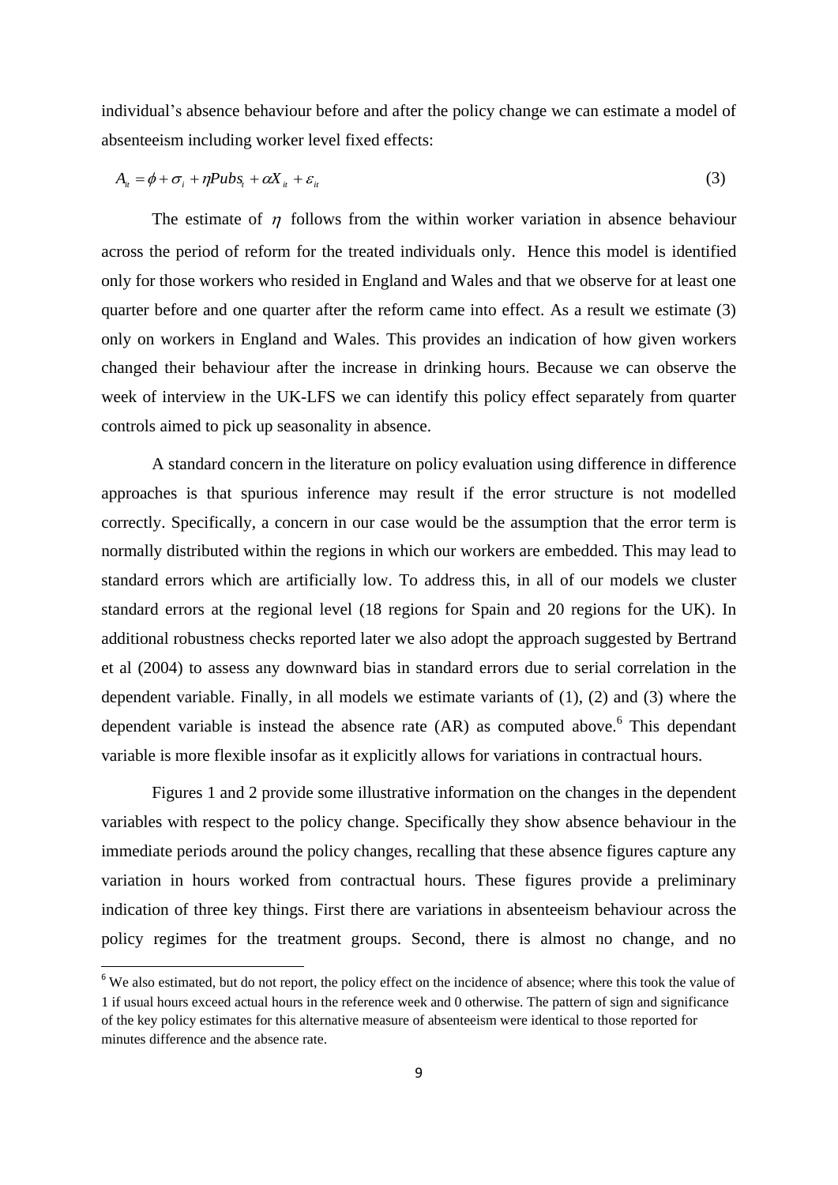individual's absence behaviour before and after the policy change we can estimate a model of absenteeism including worker level fixed effects:

$$A_{it} = \phi + \sigma_i + \eta Pubs_t + \alpha X_{it} + \varepsilon_{it} \tag{3}$$

The estimate of $\eta$ follows from the within worker variation in absence behaviour across the period of reform for the treated individuals only. Hence this model is identified only for those workers who resided in England and Wales and that we observe for at least one quarter before and one quarter after the reform came into effect. As a result we estimate (3) only on workers in England and Wales. This provides an indication of how given workers changed their behaviour after the increase in drinking hours. Because we can observe the week of interview in the UK-LFS we can identify this policy effect separately from quarter controls aimed to pick up seasonality in absence.

A standard concern in the literature on policy evaluation using difference in difference approaches is that spurious inference may result if the error structure is not modelled correctly. Specifically, a concern in our case would be the assumption that the error term is normally distributed within the regions in which our workers are embedded. This may lead to standard errors which are artificially low. To address this, in all of our models we cluster standard errors at the regional level (18 regions for Spain and 20 regions for the UK). In additional robustness checks reported later we also adopt the approach suggested by Bertrand et al (2004) to assess any downward bias in standard errors due to serial correlation in the dependent variable. Finally, in all models we estimate variants of (1), (2) and (3) where the dependent variable is instead the absence rate (AR) as computed above.[6] This dependant variable is more flexible insofar as it explicitly allows for variations in contractual hours.

Figures 1 and 2 provide some illustrative information on the changes in the dependent variables with respect to the policy change. Specifically they show absence behaviour in the immediate periods around the policy changes, recalling that these absence figures capture any variation in hours worked from contractual hours. These figures provide a preliminary indication of three key things. First there are variations in absenteeism behaviour across the policy regimes for the treatment groups. Second, there is almost no change, and no

[6] We also estimated, but do not report, the policy effect on the incidence of absence; where this took the value of 1 if usual hours exceed actual hours in the reference week and 0 otherwise. The pattern of sign and significance of the key policy estimates for this alternative measure of absenteeism were identical to those reported for minutes difference and the absence rate.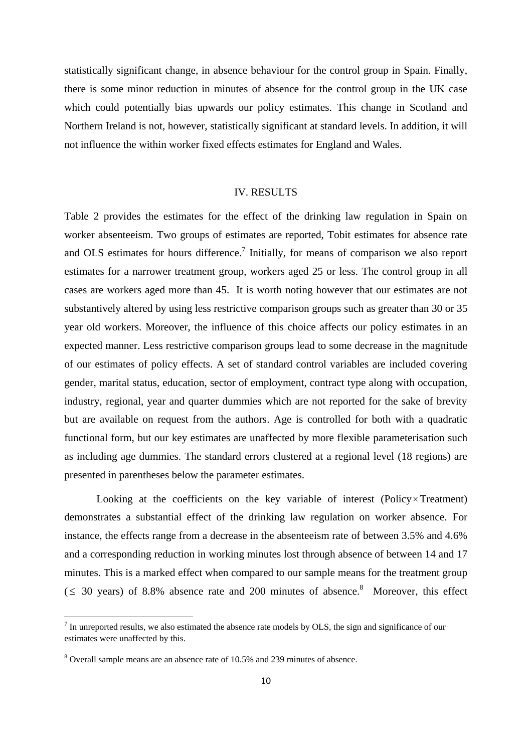statistically significant change, in absence behaviour for the control group in Spain. Finally, there is some minor reduction in minutes of absence for the control group in the UK case which could potentially bias upwards our policy estimates. This change in Scotland and Northern Ireland is not, however, statistically significant at standard levels. In addition, it will not influence the within worker fixed effects estimates for England and Wales.

## IV. RESULTS

Table 2 provides the estimates for the effect of the drinking law regulation in Spain on worker absenteeism. Two groups of estimates are reported, Tobit estimates for absence rate and OLS estimates for hours difference.[7] Initially, for means of comparison we also report estimates for a narrower treatment group, workers aged 25 or less. The control group in all cases are workers aged more than 45. It is worth noting however that our estimates are not substantively altered by using less restrictive comparison groups such as greater than 30 or 35 year old workers. Moreover, the influence of this choice affects our policy estimates in an expected manner. Less restrictive comparison groups lead to some decrease in the magnitude of our estimates of policy effects. A set of standard control variables are included covering gender, marital status, education, sector of employment, contract type along with occupation, industry, regional, year and quarter dummies which are not reported for the sake of brevity but are available on request from the authors. Age is controlled for both with a quadratic functional form, but our key estimates are unaffected by more flexible parameterisation such as including age dummies. The standard errors clustered at a regional level (18 regions) are presented in parentheses below the parameter estimates.

Looking at the coefficients on the key variable of interest (Policy$\times$Treatment) demonstrates a substantial effect of the drinking law regulation on worker absence. For instance, the effects range from a decrease in the absenteeism rate of between 3.5% and 4.6% and a corresponding reduction in working minutes lost through absence of between 14 and 17 minutes. This is a marked effect when compared to our sample means for the treatment group ($\leq$ 30 years) of 8.8% absence rate and 200 minutes of absence.[8] Moreover, this effect

[7] In unreported results, we also estimated the absence rate models by OLS, the sign and significance of our estimates were unaffected by this.

[8] Overall sample means are an absence rate of 10.5% and 239 minutes of absence.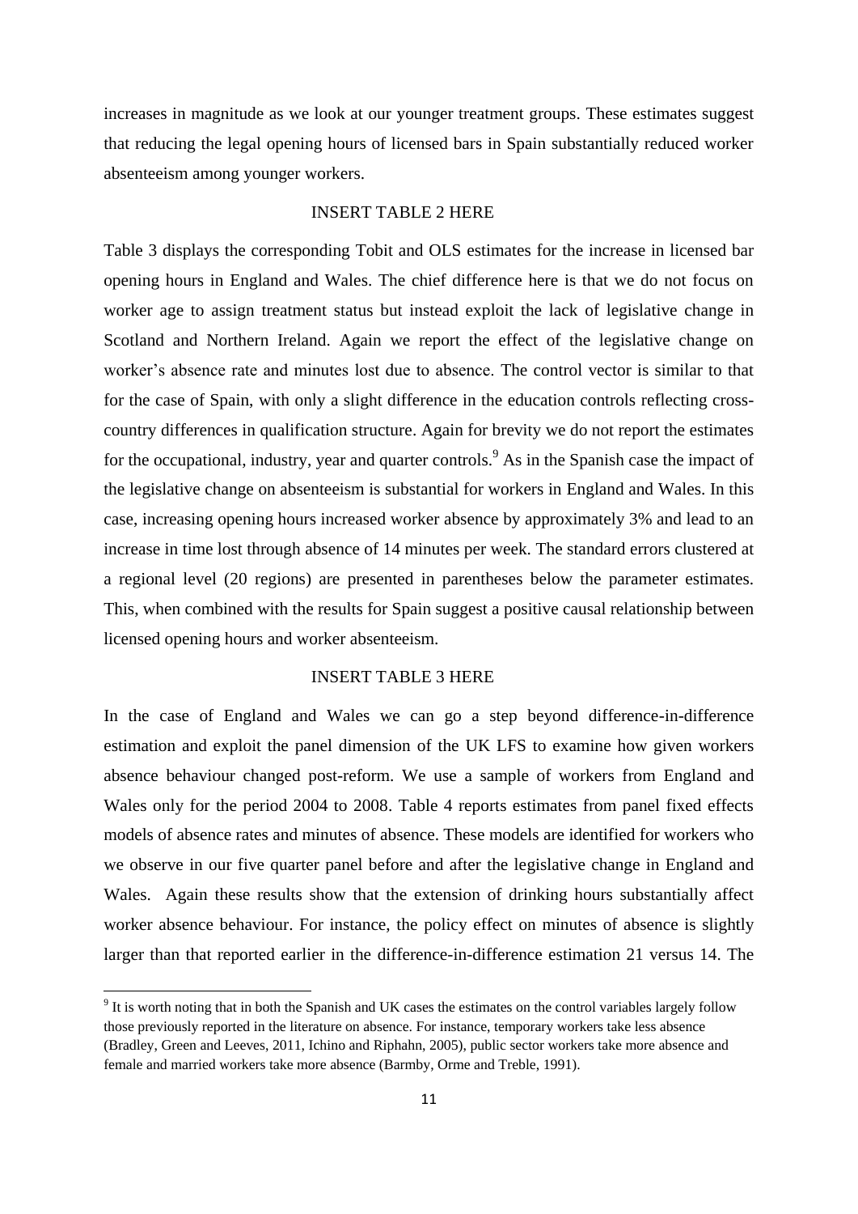increases in magnitude as we look at our younger treatment groups. These estimates suggest that reducing the legal opening hours of licensed bars in Spain substantially reduced worker absenteeism among younger workers.

INSERT TABLE 2 HERE

Table 3 displays the corresponding Tobit and OLS estimates for the increase in licensed bar opening hours in England and Wales. The chief difference here is that we do not focus on worker age to assign treatment status but instead exploit the lack of legislative change in Scotland and Northern Ireland. Again we report the effect of the legislative change on worker's absence rate and minutes lost due to absence. The control vector is similar to that for the case of Spain, with only a slight difference in the education controls reflecting cross-country differences in qualification structure. Again for brevity we do not report the estimates for the occupational, industry, year and quarter controls.[9] As in the Spanish case the impact of the legislative change on absenteeism is substantial for workers in England and Wales. In this case, increasing opening hours increased worker absence by approximately 3% and lead to an increase in time lost through absence of 14 minutes per week. The standard errors clustered at a regional level (20 regions) are presented in parentheses below the parameter estimates. This, when combined with the results for Spain suggest a positive causal relationship between licensed opening hours and worker absenteeism.

INSERT TABLE 3 HERE

In the case of England and Wales we can go a step beyond difference-in-difference estimation and exploit the panel dimension of the UK LFS to examine how given workers absence behaviour changed post-reform. We use a sample of workers from England and Wales only for the period 2004 to 2008. Table 4 reports estimates from panel fixed effects models of absence rates and minutes of absence. These models are identified for workers who we observe in our five quarter panel before and after the legislative change in England and Wales. Again these results show that the extension of drinking hours substantially affect worker absence behaviour. For instance, the policy effect on minutes of absence is slightly larger than that reported earlier in the difference-in-difference estimation 21 versus 14. The

[9] It is worth noting that in both the Spanish and UK cases the estimates on the control variables largely follow those previously reported in the literature on absence. For instance, temporary workers take less absence (Bradley, Green and Leeves, 2011, Ichino and Riphahn, 2005), public sector workers take more absence and female and married workers take more absence (Barmby, Orme and Treble, 1991).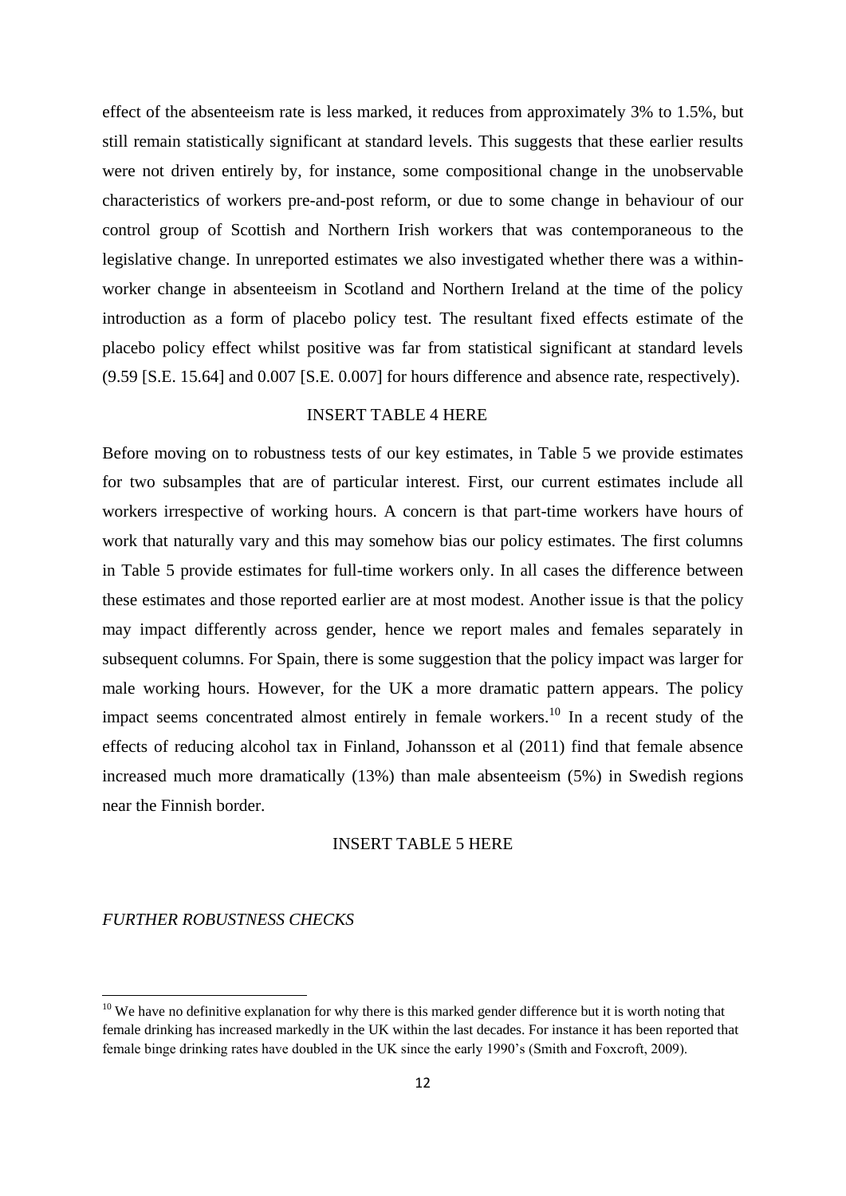effect of the absenteeism rate is less marked, it reduces from approximately 3% to 1.5%, but still remain statistically significant at standard levels. This suggests that these earlier results were not driven entirely by, for instance, some compositional change in the unobservable characteristics of workers pre-and-post reform, or due to some change in behaviour of our control group of Scottish and Northern Irish workers that was contemporaneous to the legislative change. In unreported estimates we also investigated whether there was a within-worker change in absenteeism in Scotland and Northern Ireland at the time of the policy introduction as a form of placebo policy test. The resultant fixed effects estimate of the placebo policy effect whilst positive was far from statistical significant at standard levels (9.59 [S.E. 15.64] and 0.007 [S.E. 0.007] for hours difference and absence rate, respectively).

INSERT TABLE 4 HERE

Before moving on to robustness tests of our key estimates, in Table 5 we provide estimates for two subsamples that are of particular interest. First, our current estimates include all workers irrespective of working hours. A concern is that part-time workers have hours of work that naturally vary and this may somehow bias our policy estimates. The first columns in Table 5 provide estimates for full-time workers only. In all cases the difference between these estimates and those reported earlier are at most modest. Another issue is that the policy may impact differently across gender, hence we report males and females separately in subsequent columns. For Spain, there is some suggestion that the policy impact was larger for male working hours. However, for the UK a more dramatic pattern appears. The policy impact seems concentrated almost entirely in female workers.[10] In a recent study of the effects of reducing alcohol tax in Finland, Johansson et al (2011) find that female absence increased much more dramatically (13%) than male absenteeism (5%) in Swedish regions near the Finnish border.

INSERT TABLE 5 HERE

*FURTHER ROBUSTNESS CHECKS*

[10] We have no definitive explanation for why there is this marked gender difference but it is worth noting that female drinking has increased markedly in the UK within the last decades. For instance it has been reported that female binge drinking rates have doubled in the UK since the early 1990's (Smith and Foxcroft, 2009).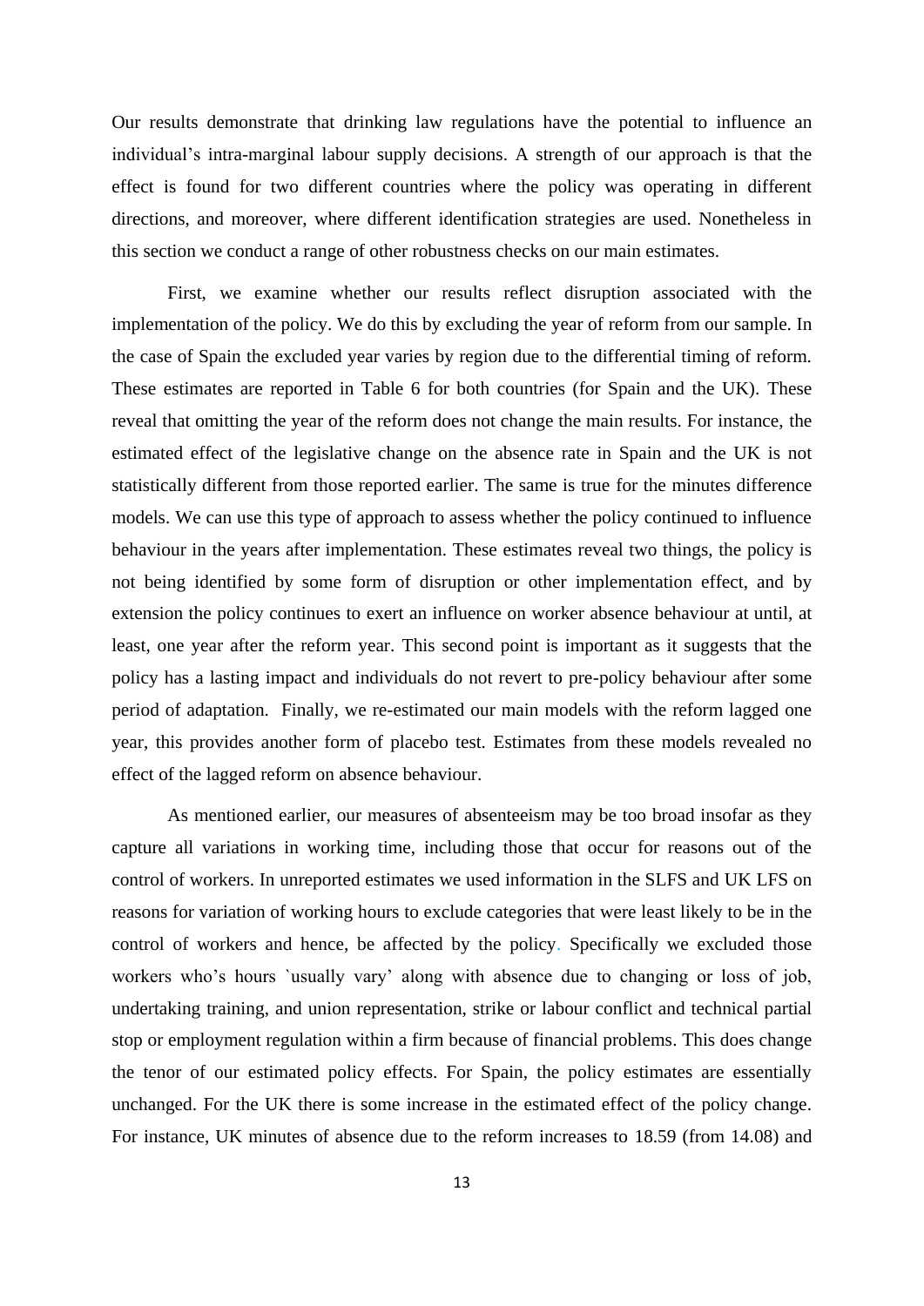Our results demonstrate that drinking law regulations have the potential to influence an individual's intra-marginal labour supply decisions. A strength of our approach is that the effect is found for two different countries where the policy was operating in different directions, and moreover, where different identification strategies are used. Nonetheless in this section we conduct a range of other robustness checks on our main estimates.

First, we examine whether our results reflect disruption associated with the implementation of the policy. We do this by excluding the year of reform from our sample. In the case of Spain the excluded year varies by region due to the differential timing of reform. These estimates are reported in Table 6 for both countries (for Spain and the UK). These reveal that omitting the year of the reform does not change the main results. For instance, the estimated effect of the legislative change on the absence rate in Spain and the UK is not statistically different from those reported earlier. The same is true for the minutes difference models. We can use this type of approach to assess whether the policy continued to influence behaviour in the years after implementation. These estimates reveal two things, the policy is not being identified by some form of disruption or other implementation effect, and by extension the policy continues to exert an influence on worker absence behaviour at until, at least, one year after the reform year. This second point is important as it suggests that the policy has a lasting impact and individuals do not revert to pre-policy behaviour after some period of adaptation. Finally, we re-estimated our main models with the reform lagged one year, this provides another form of placebo test. Estimates from these models revealed no effect of the lagged reform on absence behaviour.

As mentioned earlier, our measures of absenteeism may be too broad insofar as they capture all variations in working time, including those that occur for reasons out of the control of workers. In unreported estimates we used information in the SLFS and UK LFS on reasons for variation of working hours to exclude categories that were least likely to be in the control of workers and hence, be affected by the policy. Specifically we excluded those workers who's hours `usually vary' along with absence due to changing or loss of job, undertaking training, and union representation, strike or labour conflict and technical partial stop or employment regulation within a firm because of financial problems. This does change the tenor of our estimated policy effects. For Spain, the policy estimates are essentially unchanged. For the UK there is some increase in the estimated effect of the policy change. For instance, UK minutes of absence due to the reform increases to 18.59 (from 14.08) and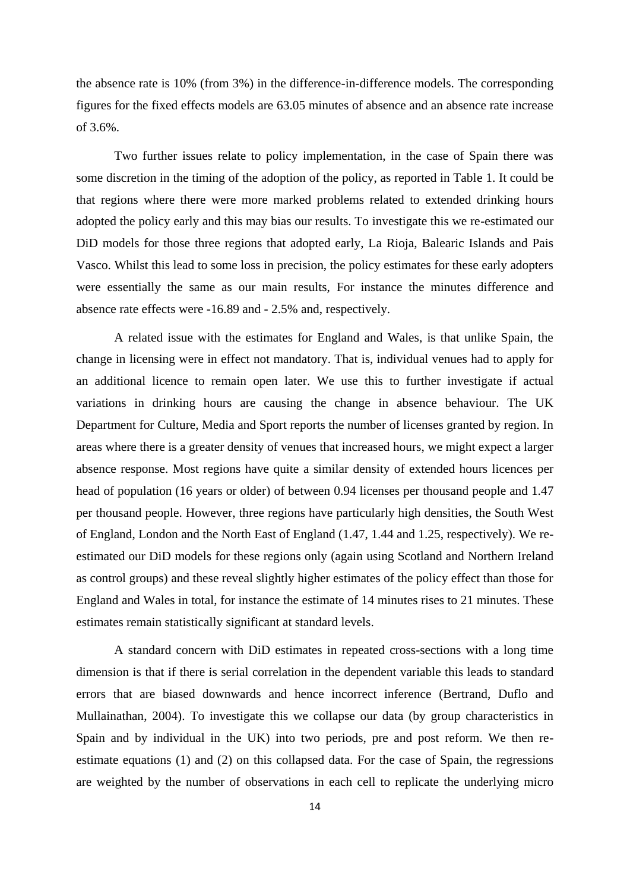the absence rate is 10% (from 3%) in the difference-in-difference models. The corresponding figures for the fixed effects models are 63.05 minutes of absence and an absence rate increase of 3.6%.

Two further issues relate to policy implementation, in the case of Spain there was some discretion in the timing of the adoption of the policy, as reported in Table 1. It could be that regions where there were more marked problems related to extended drinking hours adopted the policy early and this may bias our results. To investigate this we re-estimated our DiD models for those three regions that adopted early, La Rioja, Balearic Islands and Pais Vasco. Whilst this lead to some loss in precision, the policy estimates for these early adopters were essentially the same as our main results, For instance the minutes difference and absence rate effects were -16.89 and - 2.5% and, respectively.

A related issue with the estimates for England and Wales, is that unlike Spain, the change in licensing were in effect not mandatory. That is, individual venues had to apply for an additional licence to remain open later. We use this to further investigate if actual variations in drinking hours are causing the change in absence behaviour. The UK Department for Culture, Media and Sport reports the number of licenses granted by region. In areas where there is a greater density of venues that increased hours, we might expect a larger absence response. Most regions have quite a similar density of extended hours licences per head of population (16 years or older) of between 0.94 licenses per thousand people and 1.47 per thousand people. However, three regions have particularly high densities, the South West of England, London and the North East of England (1.47, 1.44 and 1.25, respectively). We re-estimated our DiD models for these regions only (again using Scotland and Northern Ireland as control groups) and these reveal slightly higher estimates of the policy effect than those for England and Wales in total, for instance the estimate of 14 minutes rises to 21 minutes. These estimates remain statistically significant at standard levels.

A standard concern with DiD estimates in repeated cross-sections with a long time dimension is that if there is serial correlation in the dependent variable this leads to standard errors that are biased downwards and hence incorrect inference (Bertrand, Duflo and Mullainathan, 2004). To investigate this we collapse our data (by group characteristics in Spain and by individual in the UK) into two periods, pre and post reform. We then re-estimate equations (1) and (2) on this collapsed data. For the case of Spain, the regressions are weighted by the number of observations in each cell to replicate the underlying micro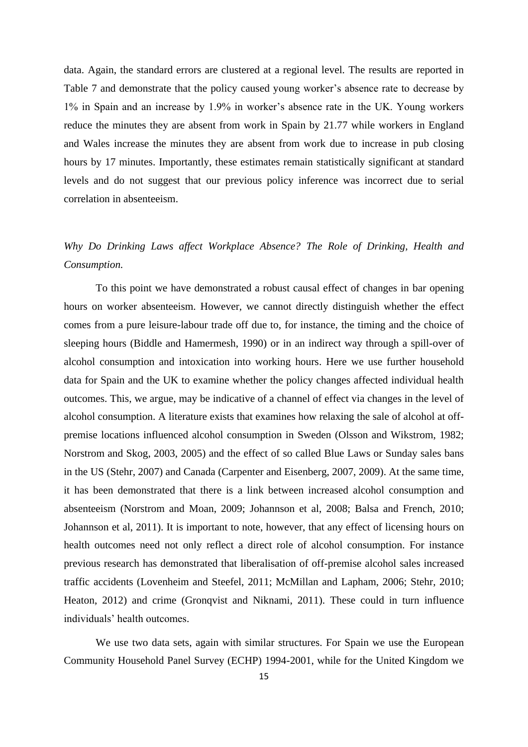data. Again, the standard errors are clustered at a regional level. The results are reported in Table 7 and demonstrate that the policy caused young worker's absence rate to decrease by 1% in Spain and an increase by 1.9% in worker's absence rate in the UK. Young workers reduce the minutes they are absent from work in Spain by 21.77 while workers in England and Wales increase the minutes they are absent from work due to increase in pub closing hours by 17 minutes. Importantly, these estimates remain statistically significant at standard levels and do not suggest that our previous policy inference was incorrect due to serial correlation in absenteeism.

*Why Do Drinking Laws affect Workplace Absence? The Role of Drinking, Health and Consumption.*

To this point we have demonstrated a robust causal effect of changes in bar opening hours on worker absenteeism. However, we cannot directly distinguish whether the effect comes from a pure leisure-labour trade off due to, for instance, the timing and the choice of sleeping hours (Biddle and Hamermesh, 1990) or in an indirect way through a spill-over of alcohol consumption and intoxication into working hours. Here we use further household data for Spain and the UK to examine whether the policy changes affected individual health outcomes. This, we argue, may be indicative of a channel of effect via changes in the level of alcohol consumption. A literature exists that examines how relaxing the sale of alcohol at off-premise locations influenced alcohol consumption in Sweden (Olsson and Wikstrom, 1982; Norstrom and Skog, 2003, 2005) and the effect of so called Blue Laws or Sunday sales bans in the US (Stehr, 2007) and Canada (Carpenter and Eisenberg, 2007, 2009). At the same time, it has been demonstrated that there is a link between increased alcohol consumption and absenteeism (Norstrom and Moan, 2009; Johannson et al, 2008; Balsa and French, 2010; Johannson et al, 2011). It is important to note, however, that any effect of licensing hours on health outcomes need not only reflect a direct role of alcohol consumption. For instance previous research has demonstrated that liberalisation of off-premise alcohol sales increased traffic accidents (Lovenheim and Steefel, 2011; McMillan and Lapham, 2006; Stehr, 2010; Heaton, 2012) and crime (Gronqvist and Niknami, 2011). These could in turn influence individuals' health outcomes.

We use two data sets, again with similar structures. For Spain we use the European Community Household Panel Survey (ECHP) 1994-2001, while for the United Kingdom we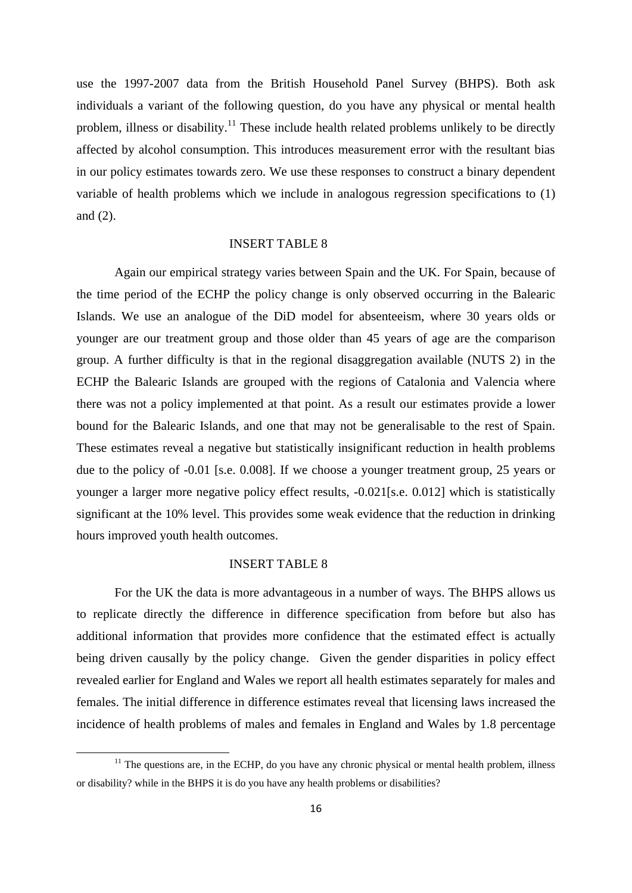use the 1997-2007 data from the British Household Panel Survey (BHPS). Both ask individuals a variant of the following question, do you have any physical or mental health problem, illness or disability.[11] These include health related problems unlikely to be directly affected by alcohol consumption. This introduces measurement error with the resultant bias in our policy estimates towards zero. We use these responses to construct a binary dependent variable of health problems which we include in analogous regression specifications to (1) and (2).

INSERT TABLE 8

Again our empirical strategy varies between Spain and the UK. For Spain, because of the time period of the ECHP the policy change is only observed occurring in the Balearic Islands. We use an analogue of the DiD model for absenteeism, where 30 years olds or younger are our treatment group and those older than 45 years of age are the comparison group. A further difficulty is that in the regional disaggregation available (NUTS 2) in the ECHP the Balearic Islands are grouped with the regions of Catalonia and Valencia where there was not a policy implemented at that point. As a result our estimates provide a lower bound for the Balearic Islands, and one that may not be generalisable to the rest of Spain. These estimates reveal a negative but statistically insignificant reduction in health problems due to the policy of -0.01 [s.e. 0.008]. If we choose a younger treatment group, 25 years or younger a larger more negative policy effect results, -0.021[s.e. 0.012] which is statistically significant at the 10% level. This provides some weak evidence that the reduction in drinking hours improved youth health outcomes.

INSERT TABLE 8

For the UK the data is more advantageous in a number of ways. The BHPS allows us to replicate directly the difference in difference specification from before but also has additional information that provides more confidence that the estimated effect is actually being driven causally by the policy change. Given the gender disparities in policy effect revealed earlier for England and Wales we report all health estimates separately for males and females. The initial difference in difference estimates reveal that licensing laws increased the incidence of health problems of males and females in England and Wales by 1.8 percentage

[11] The questions are, in the ECHP, do you have any chronic physical or mental health problem, illness or disability? while in the BHPS it is do you have any health problems or disabilities?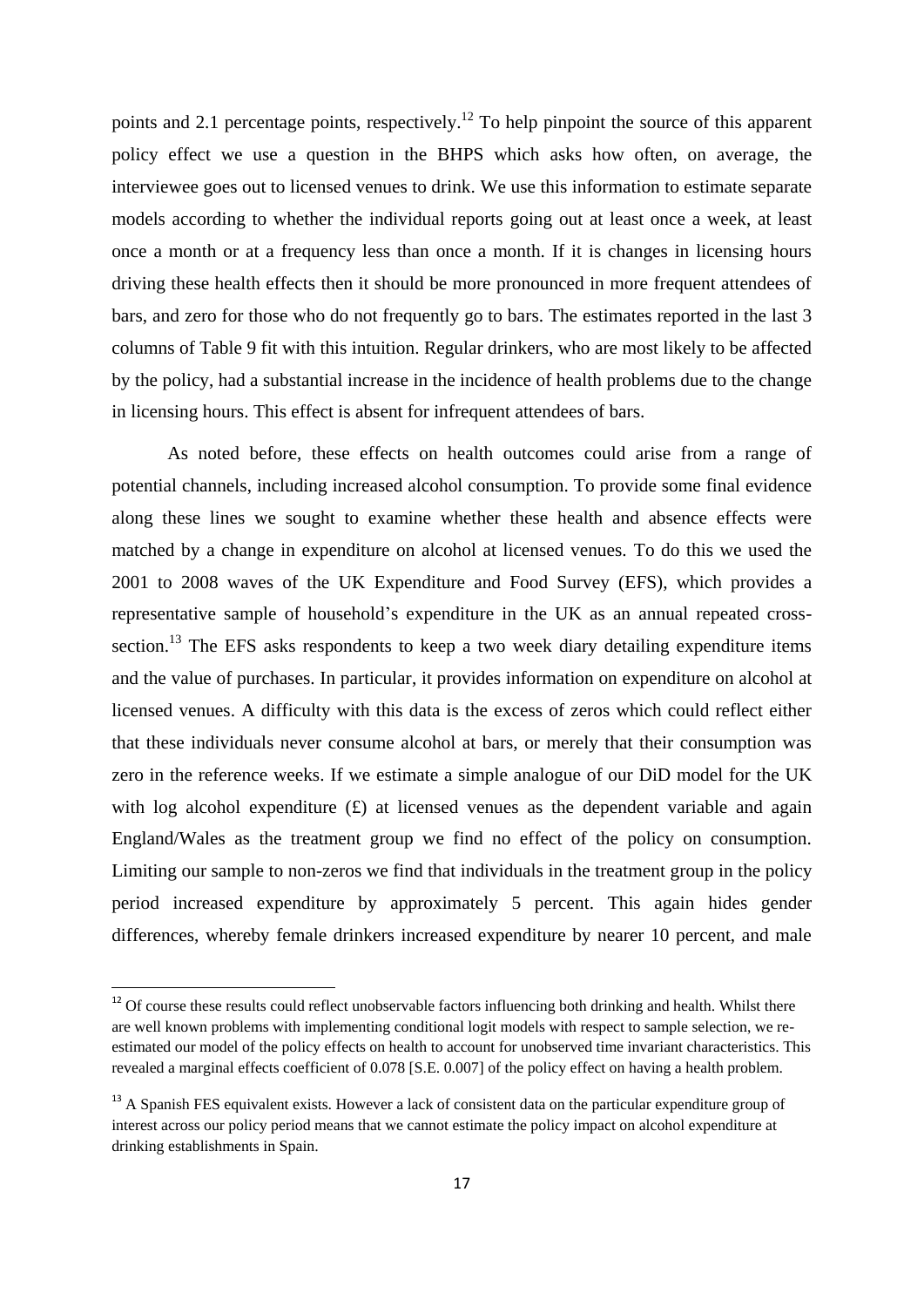points and 2.1 percentage points, respectively.[12] To help pinpoint the source of this apparent policy effect we use a question in the BHPS which asks how often, on average, the interviewee goes out to licensed venues to drink. We use this information to estimate separate models according to whether the individual reports going out at least once a week, at least once a month or at a frequency less than once a month. If it is changes in licensing hours driving these health effects then it should be more pronounced in more frequent attendees of bars, and zero for those who do not frequently go to bars. The estimates reported in the last 3 columns of Table 9 fit with this intuition. Regular drinkers, who are most likely to be affected by the policy, had a substantial increase in the incidence of health problems due to the change in licensing hours. This effect is absent for infrequent attendees of bars.

As noted before, these effects on health outcomes could arise from a range of potential channels, including increased alcohol consumption. To provide some final evidence along these lines we sought to examine whether these health and absence effects were matched by a change in expenditure on alcohol at licensed venues. To do this we used the 2001 to 2008 waves of the UK Expenditure and Food Survey (EFS), which provides a representative sample of household's expenditure in the UK as an annual repeated cross-section.[13] The EFS asks respondents to keep a two week diary detailing expenditure items and the value of purchases. In particular, it provides information on expenditure on alcohol at licensed venues. A difficulty with this data is the excess of zeros which could reflect either that these individuals never consume alcohol at bars, or merely that their consumption was zero in the reference weeks. If we estimate a simple analogue of our DiD model for the UK with log alcohol expenditure (£) at licensed venues as the dependent variable and again England/Wales as the treatment group we find no effect of the policy on consumption. Limiting our sample to non-zeros we find that individuals in the treatment group in the policy period increased expenditure by approximately 5 percent. This again hides gender differences, whereby female drinkers increased expenditure by nearer 10 percent, and male

[12] Of course these results could reflect unobservable factors influencing both drinking and health. Whilst there are well known problems with implementing conditional logit models with respect to sample selection, we re-estimated our model of the policy effects on health to account for unobserved time invariant characteristics. This revealed a marginal effects coefficient of 0.078 [S.E. 0.007] of the policy effect on having a health problem.

[13] A Spanish FES equivalent exists. However a lack of consistent data on the particular expenditure group of interest across our policy period means that we cannot estimate the policy impact on alcohol expenditure at drinking establishments in Spain.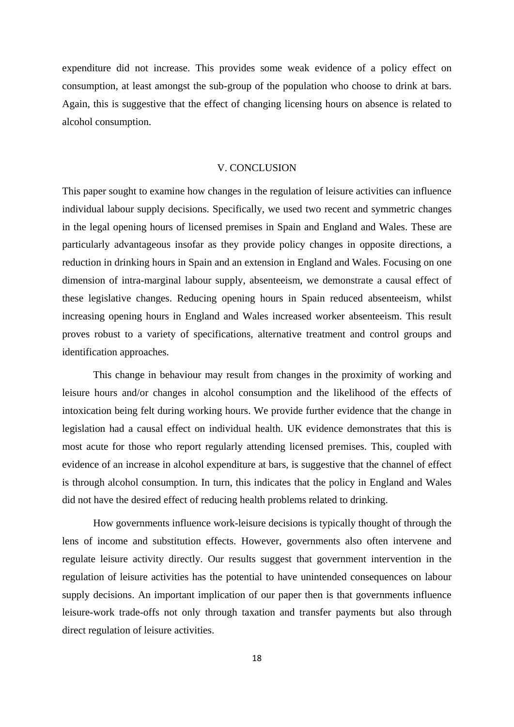expenditure did not increase. This provides some weak evidence of a policy effect on consumption, at least amongst the sub-group of the population who choose to drink at bars. Again, this is suggestive that the effect of changing licensing hours on absence is related to alcohol consumption.

## V. CONCLUSION

This paper sought to examine how changes in the regulation of leisure activities can influence individual labour supply decisions. Specifically, we used two recent and symmetric changes in the legal opening hours of licensed premises in Spain and England and Wales. These are particularly advantageous insofar as they provide policy changes in opposite directions, a reduction in drinking hours in Spain and an extension in England and Wales. Focusing on one dimension of intra-marginal labour supply, absenteeism, we demonstrate a causal effect of these legislative changes. Reducing opening hours in Spain reduced absenteeism, whilst increasing opening hours in England and Wales increased worker absenteeism. This result proves robust to a variety of specifications, alternative treatment and control groups and identification approaches.

This change in behaviour may result from changes in the proximity of working and leisure hours and/or changes in alcohol consumption and the likelihood of the effects of intoxication being felt during working hours. We provide further evidence that the change in legislation had a causal effect on individual health. UK evidence demonstrates that this is most acute for those who report regularly attending licensed premises. This, coupled with evidence of an increase in alcohol expenditure at bars, is suggestive that the channel of effect is through alcohol consumption. In turn, this indicates that the policy in England and Wales did not have the desired effect of reducing health problems related to drinking.

How governments influence work-leisure decisions is typically thought of through the lens of income and substitution effects. However, governments also often intervene and regulate leisure activity directly. Our results suggest that government intervention in the regulation of leisure activities has the potential to have unintended consequences on labour supply decisions. An important implication of our paper then is that governments influence leisure-work trade-offs not only through taxation and transfer payments but also through direct regulation of leisure activities.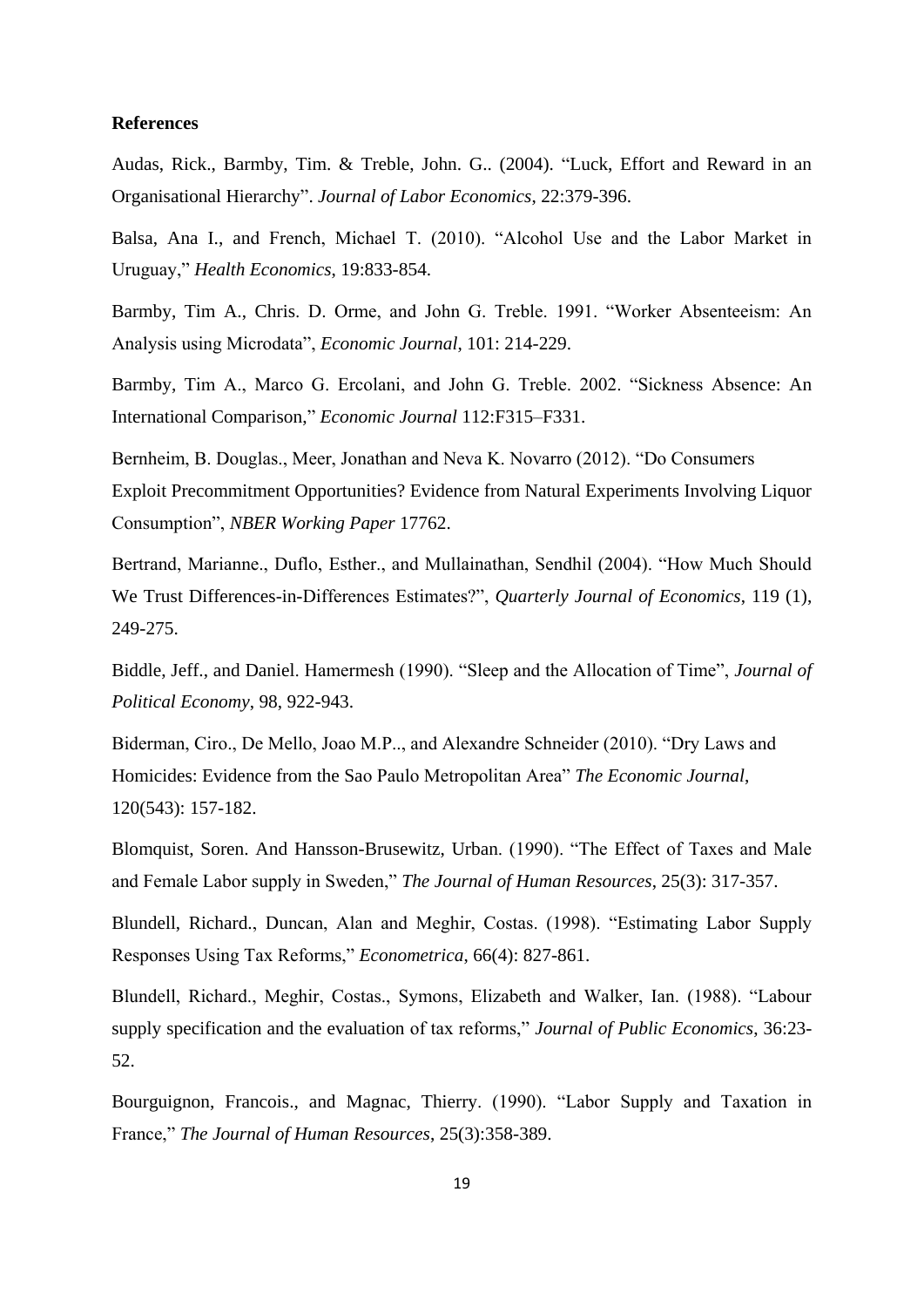**References**

Audas, Rick., Barmby, Tim. & Treble, John. G.. (2004). "Luck, Effort and Reward in an Organisational Hierarchy". *Journal of Labor Economics*, 22:379-396.

Balsa, Ana I., and French, Michael T. (2010). "Alcohol Use and the Labor Market in Uruguay," *Health Economics*, 19:833-854.

Barmby, Tim A., Chris. D. Orme, and John G. Treble. 1991. "Worker Absenteeism: An Analysis using Microdata", *Economic Journal*, 101: 214-229.

Barmby, Tim A., Marco G. Ercolani, and John G. Treble. 2002. "Sickness Absence: An International Comparison," *Economic Journal* 112:F315–F331.

Bernheim, B. Douglas., Meer, Jonathan and Neva K. Novarro (2012). "Do Consumers Exploit Precommitment Opportunities? Evidence from Natural Experiments Involving Liquor Consumption", *NBER Working Paper* 17762.

Bertrand, Marianne., Duflo, Esther., and Mullainathan, Sendhil (2004). "How Much Should We Trust Differences-in-Differences Estimates?", *Quarterly Journal of Economics*, 119 (1), 249-275.

Biddle, Jeff., and Daniel. Hamermesh (1990). "Sleep and the Allocation of Time", *Journal of Political Economy*, 98, 922-943.

Biderman, Ciro., De Mello, Joao M.P.., and Alexandre Schneider (2010). "Dry Laws and Homicides: Evidence from the Sao Paulo Metropolitan Area" *The Economic Journal*, 120(543): 157-182.

Blomquist, Soren. And Hansson-Brusewitz, Urban. (1990). "The Effect of Taxes and Male and Female Labor supply in Sweden," *The Journal of Human Resources*, 25(3): 317-357.

Blundell, Richard., Duncan, Alan and Meghir, Costas. (1998). "Estimating Labor Supply Responses Using Tax Reforms," *Econometrica*, 66(4): 827-861.

Blundell, Richard., Meghir, Costas., Symons, Elizabeth and Walker, Ian. (1988). "Labour supply specification and the evaluation of tax reforms," *Journal of Public Economics*, 36:23-52.

Bourguignon, Francois., and Magnac, Thierry. (1990). "Labor Supply and Taxation in France," *The Journal of Human Resources*, 25(3):358-389.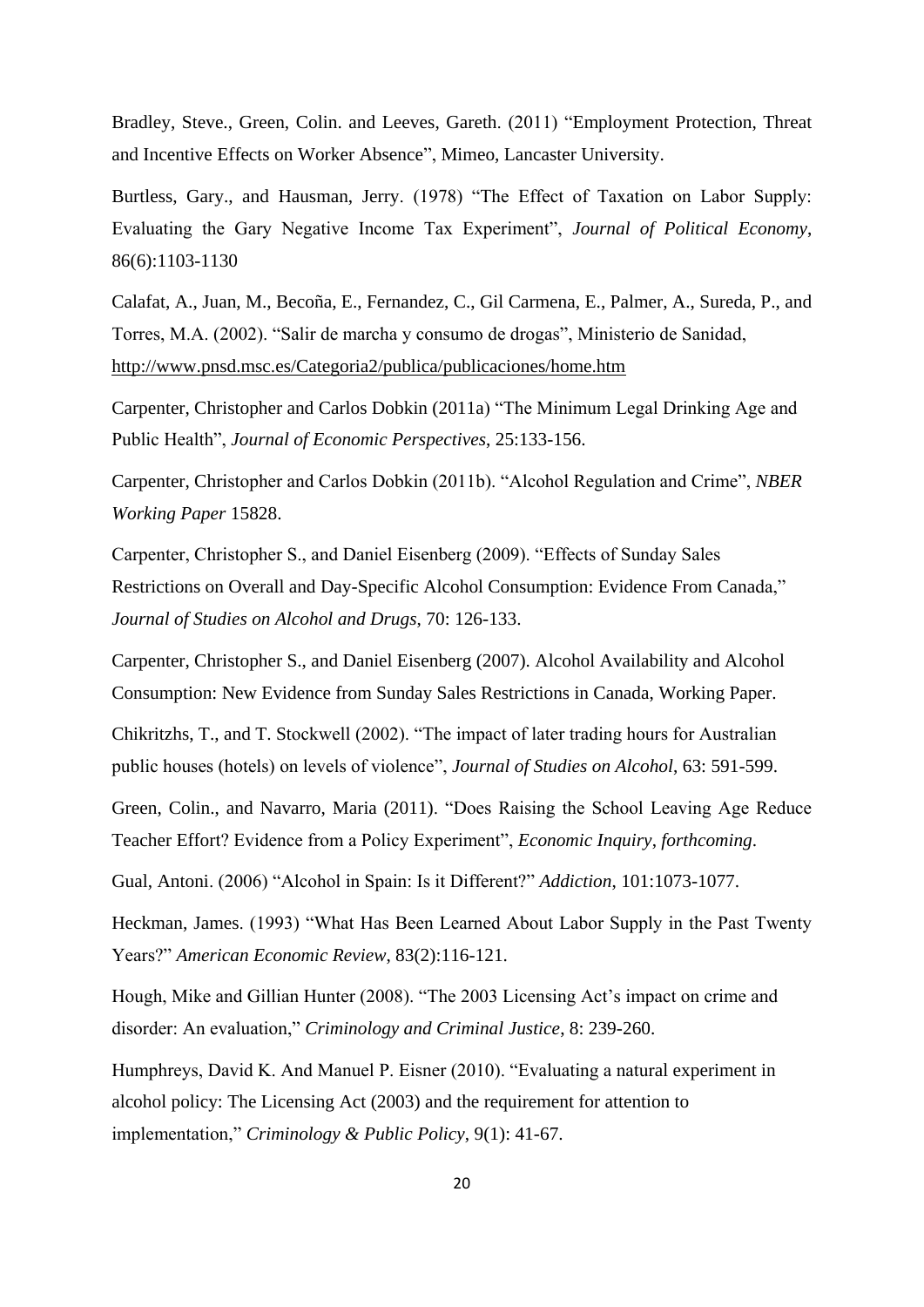Bradley, Steve., Green, Colin. and Leeves, Gareth. (2011) "Employment Protection, Threat and Incentive Effects on Worker Absence", Mimeo, Lancaster University.

Burtless, Gary., and Hausman, Jerry. (1978) "The Effect of Taxation on Labor Supply: Evaluating the Gary Negative Income Tax Experiment", *Journal of Political Economy*, 86(6):1103-1130

Calafat, A., Juan, M., Becoña, E., Fernandez, C., Gil Carmena, E., Palmer, A., Sureda, P., and Torres, M.A. (2002). "Salir de marcha y consumo de drogas", Ministerio de Sanidad, http://www.pnsd.msc.es/Categoria2/publica/publicaciones/home.htm

Carpenter, Christopher and Carlos Dobkin (2011a) "The Minimum Legal Drinking Age and Public Health", *Journal of Economic Perspectives*, 25:133-156.

Carpenter, Christopher and Carlos Dobkin (2011b). "Alcohol Regulation and Crime", *NBER Working Paper* 15828.

Carpenter, Christopher S., and Daniel Eisenberg (2009). "Effects of Sunday Sales Restrictions on Overall and Day-Specific Alcohol Consumption: Evidence From Canada," *Journal of Studies on Alcohol and Drugs*, 70: 126-133.

Carpenter, Christopher S., and Daniel Eisenberg (2007). Alcohol Availability and Alcohol Consumption: New Evidence from Sunday Sales Restrictions in Canada, Working Paper.

Chikritzhs, T., and T. Stockwell (2002). "The impact of later trading hours for Australian public houses (hotels) on levels of violence", *Journal of Studies on Alcohol*, 63: 591-599.

Green, Colin., and Navarro, Maria (2011). "Does Raising the School Leaving Age Reduce Teacher Effort? Evidence from a Policy Experiment", *Economic Inquiry*, *forthcoming*.

Gual, Antoni. (2006) "Alcohol in Spain: Is it Different?" *Addiction*, 101:1073-1077.

Heckman, James. (1993) "What Has Been Learned About Labor Supply in the Past Twenty Years?" *American Economic Review*, 83(2):116-121.

Hough, Mike and Gillian Hunter (2008). "The 2003 Licensing Act's impact on crime and disorder: An evaluation," *Criminology and Criminal Justice*, 8: 239-260.

Humphreys, David K. And Manuel P. Eisner (2010). "Evaluating a natural experiment in alcohol policy: The Licensing Act (2003) and the requirement for attention to implementation," *Criminology & Public Policy*, 9(1): 41-67.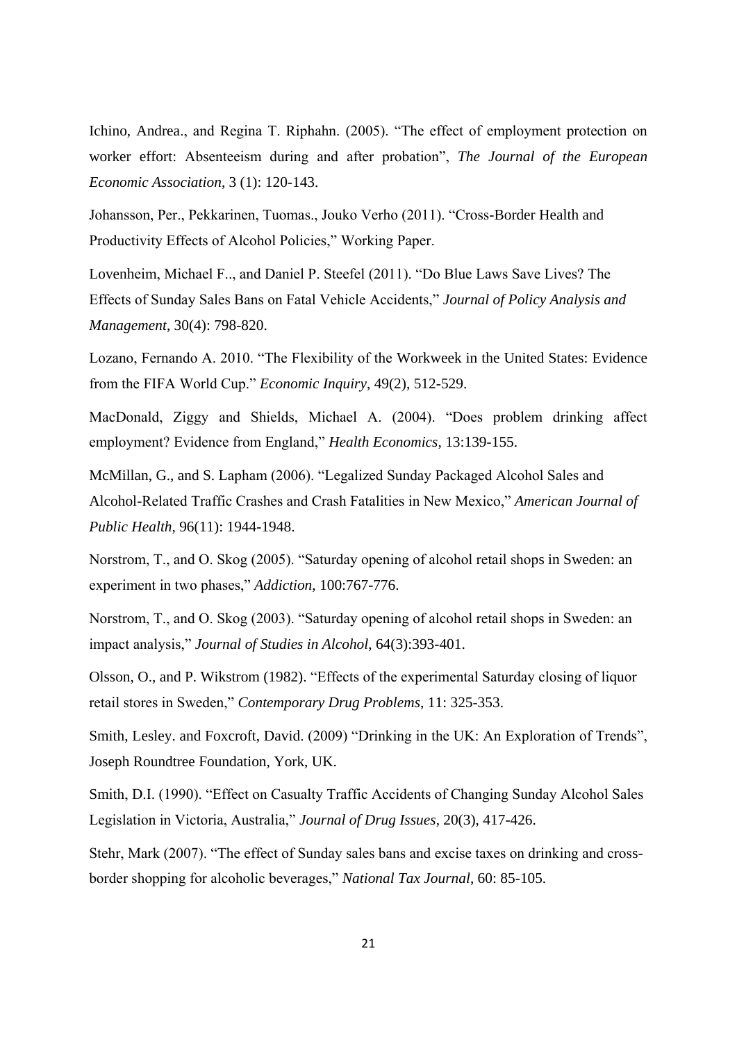Ichino, Andrea., and Regina T. Riphahn. (2005). "The effect of employment protection on worker effort: Absenteeism during and after probation", *The Journal of the European Economic Association*, 3 (1): 120-143.

Johansson, Per., Pekkarinen, Tuomas., Jouko Verho (2011). "Cross-Border Health and Productivity Effects of Alcohol Policies," Working Paper.

Lovenheim, Michael F.., and Daniel P. Steefel (2011). "Do Blue Laws Save Lives? The Effects of Sunday Sales Bans on Fatal Vehicle Accidents," *Journal of Policy Analysis and Management*, 30(4): 798-820.

Lozano, Fernando A. 2010. "The Flexibility of the Workweek in the United States: Evidence from the FIFA World Cup." *Economic Inquiry*, 49(2), 512-529.

MacDonald, Ziggy and Shields, Michael A. (2004). "Does problem drinking affect employment? Evidence from England," *Health Economics*, 13:139-155.

McMillan, G., and S. Lapham (2006). "Legalized Sunday Packaged Alcohol Sales and Alcohol-Related Traffic Crashes and Crash Fatalities in New Mexico," *American Journal of Public Health*, 96(11): 1944-1948.

Norstrom, T., and O. Skog (2005). "Saturday opening of alcohol retail shops in Sweden: an experiment in two phases," *Addiction*, 100:767-776.

Norstrom, T., and O. Skog (2003). "Saturday opening of alcohol retail shops in Sweden: an impact analysis," *Journal of Studies in Alcohol*, 64(3):393-401.

Olsson, O., and P. Wikstrom (1982). "Effects of the experimental Saturday closing of liquor retail stores in Sweden," *Contemporary Drug Problems*, 11: 325-353.

Smith, Lesley. and Foxcroft, David. (2009) "Drinking in the UK: An Exploration of Trends", Joseph Roundtree Foundation, York, UK.

Smith, D.I. (1990). "Effect on Casualty Traffic Accidents of Changing Sunday Alcohol Sales Legislation in Victoria, Australia," *Journal of Drug Issues*, 20(3), 417-426.

Stehr, Mark (2007). "The effect of Sunday sales bans and excise taxes on drinking and cross-border shopping for alcoholic beverages," *National Tax Journal*, 60: 85-105.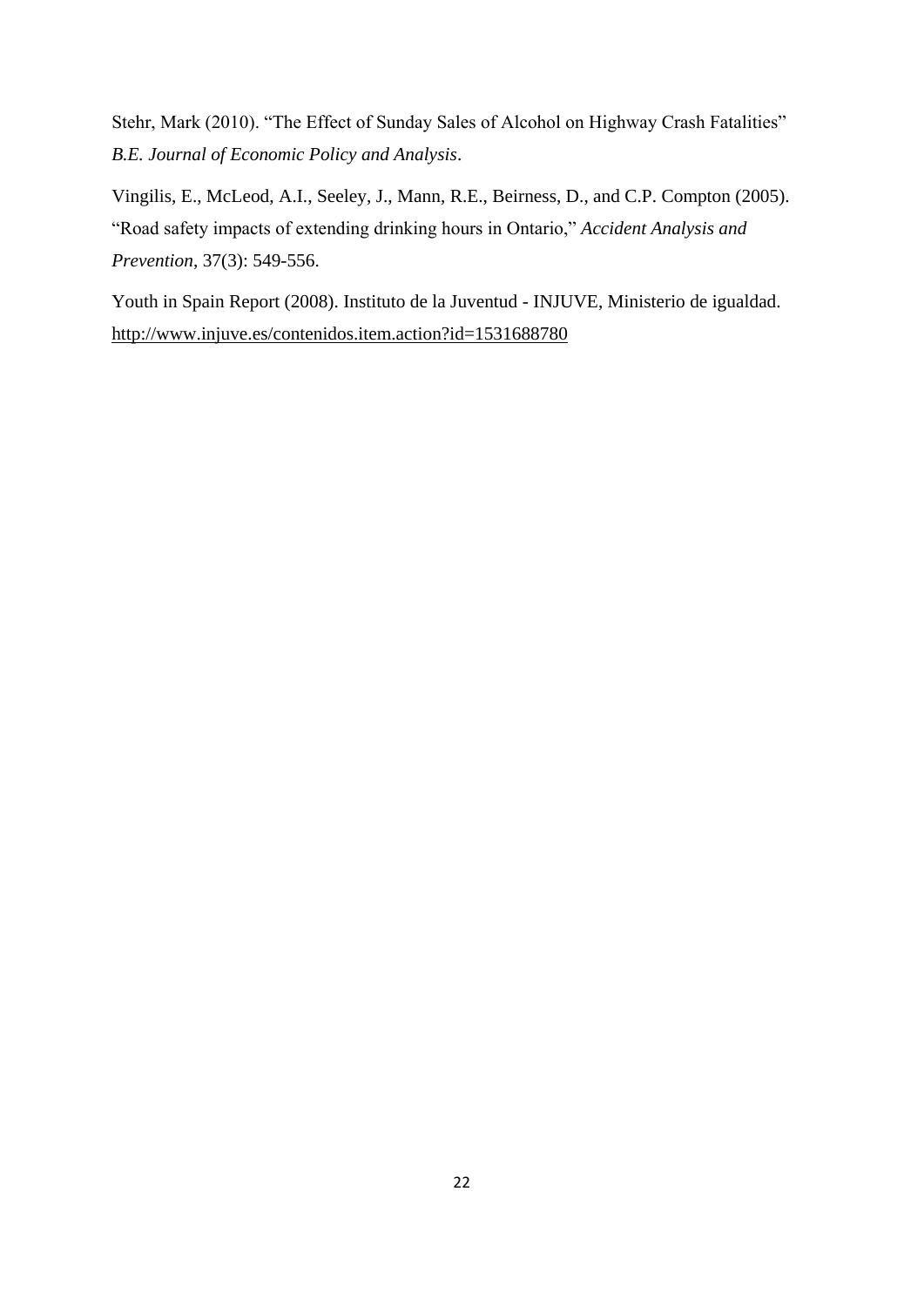Stehr, Mark (2010). "The Effect of Sunday Sales of Alcohol on Highway Crash Fatalities" *B.E. Journal of Economic Policy and Analysis*.

Vingilis, E., McLeod, A.I., Seeley, J., Mann, R.E., Beirness, D., and C.P. Compton (2005). "Road safety impacts of extending drinking hours in Ontario," *Accident Analysis and Prevention*, 37(3): 549-556.

Youth in Spain Report (2008). Instituto de la Juventud - INJUVE, Ministerio de igualdad. http://www.injuve.es/contenidos.item.action?id=1531688780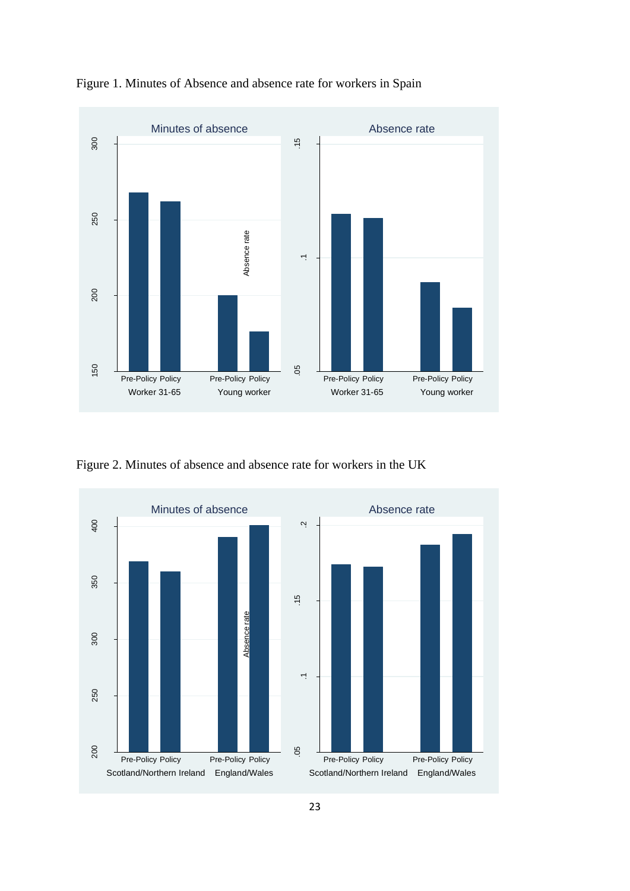Figure 1. Minutes of Absence and absence rate for workers in Spain

Figure 2. Minutes of absence and absence rate for workers in the UK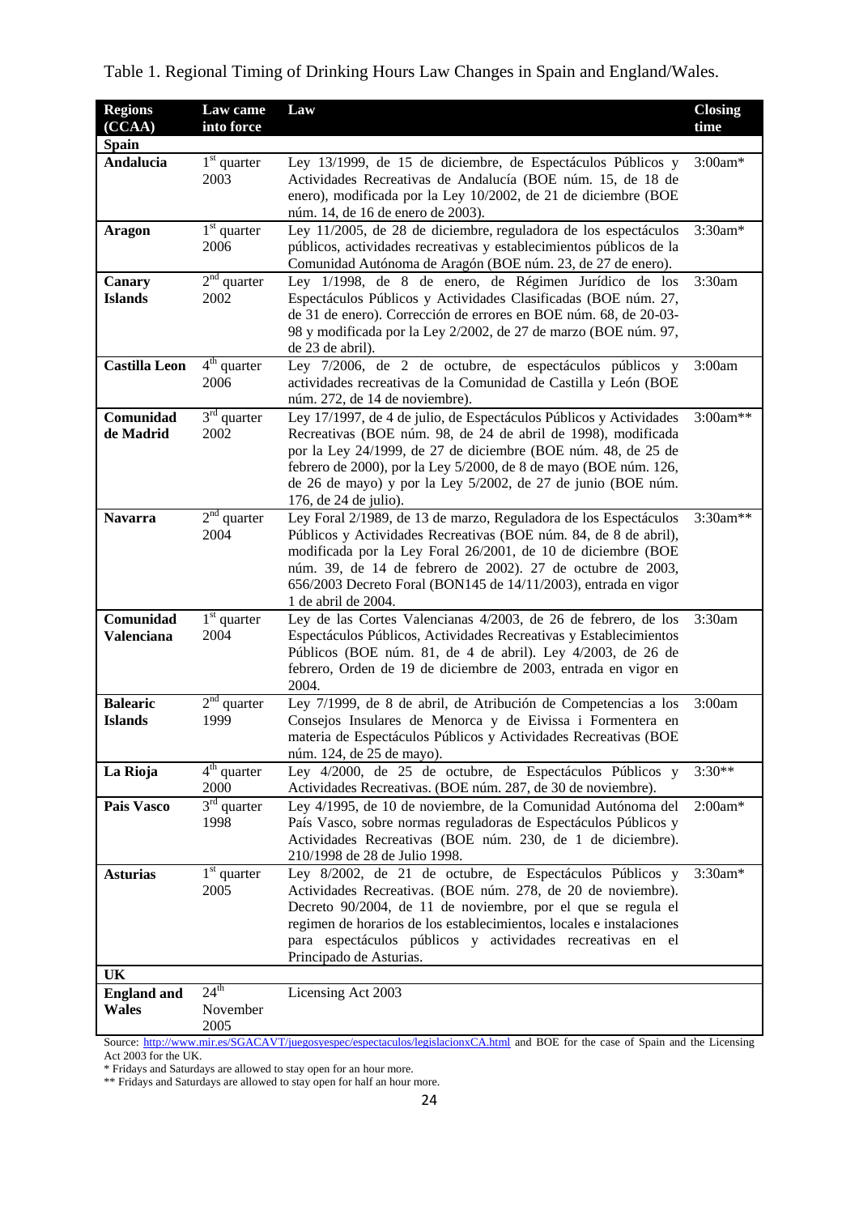Table 1. Regional Timing of Drinking Hours Law Changes in Spain and England/Wales.

| Regions (CCAA) | Law came into force | Law | Closing time |
|---|---|---|---|
| **Spain** | | | |
| **Andalucia** | 1st quarter 2003 | Ley 13/1999, de 15 de diciembre, de Espectáculos Públicos y Actividades Recreativas de Andalucía (BOE núm. 15, de 18 de enero), modificada por la Ley 10/2002, de 21 de diciembre (BOE núm. 14, de 16 de enero de 2003). | 3:00am* |
| **Aragon** | 1st quarter 2006 | Ley 11/2005, de 28 de diciembre, reguladora de los espectáculos públicos, actividades recreativas y establecimientos públicos de la Comunidad Autónoma de Aragón (BOE núm. 23, de 27 de enero). | 3:30am* |
| **Canary Islands** | 2nd quarter 2002 | Ley 1/1998, de 8 de enero, de Régimen Jurídico de los Espectáculos Públicos y Actividades Clasificadas (BOE núm. 27, de 31 de enero). Corrección de errores en BOE núm. 68, de 20-03-98 y modificada por la Ley 2/2002, de 27 de marzo (BOE núm. 97, de 23 de abril). | 3:30am |
| **Castilla Leon** | 4th quarter 2006 | Ley 7/2006, de 2 de octubre, de espectáculos públicos y actividades recreativas de la Comunidad de Castilla y León (BOE núm. 272, de 14 de noviembre). | 3:00am |
| **Comunidad de Madrid** | 3rd quarter 2002 | Ley 17/1997, de 4 de julio, de Espectáculos Públicos y Actividades Recreativas (BOE núm. 98, de 24 de abril de 1998), modificada por la Ley 24/1999, de 27 de diciembre (BOE núm. 48, de 25 de febrero de 2000), por la Ley 5/2000, de 8 de mayo (BOE núm. 126, de 26 de mayo) y por la Ley 5/2002, de 27 de junio (BOE núm. 176, de 24 de julio). | 3:00am** |
| **Navarra** | 2nd quarter 2004 | Ley Foral 2/1989, de 13 de marzo, Reguladora de los Espectáculos Públicos y Actividades Recreativas (BOE núm. 84, de 8 de abril), modificada por la Ley Foral 26/2001, de 10 de diciembre (BOE núm. 39, de 14 de febrero de 2002). 27 de octubre de 2003, 656/2003 Decreto Foral (BON145 de 14/11/2003), entrada en vigor 1 de abril de 2004. | 3:30am** |
| **Comunidad Valenciana** | 1st quarter 2004 | Ley de las Cortes Valencianas 4/2003, de 26 de febrero, de los Espectáculos Públicos, Actividades Recreativas y Establecimientos Públicos (BOE núm. 81, de 4 de abril). Ley 4/2003, de 26 de febrero, Orden de 19 de diciembre de 2003, entrada en vigor en 2004. | 3:30am |
| **Balearic Islands** | 2nd quarter 1999 | Ley 7/1999, de 8 de abril, de Atribución de Competencias a los Consejos Insulares de Menorca y de Eivissa i Formentera en materia de Espectáculos Públicos y Actividades Recreativas (BOE núm. 124, de 25 de mayo). | 3:00am |
| **La Rioja** | 4th quarter 2000 | Ley 4/2000, de 25 de octubre, de Espectáculos Públicos y Actividades Recreativas. (BOE núm. 287, de 30 de noviembre). | 3:30** |
| **Pais Vasco** | 3rd quarter 1998 | Ley 4/1995, de 10 de noviembre, de la Comunidad Autónoma del País Vasco, sobre normas reguladoras de Espectáculos Públicos y Actividades Recreativas (BOE núm. 230, de 1 de diciembre). 210/1998 de 28 de Julio 1998. | 2:00am* |
| **Asturias** | 1st quarter 2005 | Ley 8/2002, de 21 de octubre, de Espectáculos Públicos y Actividades Recreativas. (BOE núm. 278, de 20 de noviembre). Decreto 90/2004, de 11 de noviembre, por el que se regula el regimen de horarios de los establecimientos, locales e instalaciones para espectáculos públicos y actividades recreativas en el Principado de Asturias. | 3:30am* |
| **UK** | | | |
| **England and Wales** | 24th November 2005 | Licensing Act 2003 | |

Source: http://www.mir.es/SGACAVT/juegosyespec/espectaculos/legislacionxCA.html and BOE for the case of Spain and the Licensing Act 2003 for the UK.

* Fridays and Saturdays are allowed to stay open for an hour more.

** Fridays and Saturdays are allowed to stay open for half an hour more.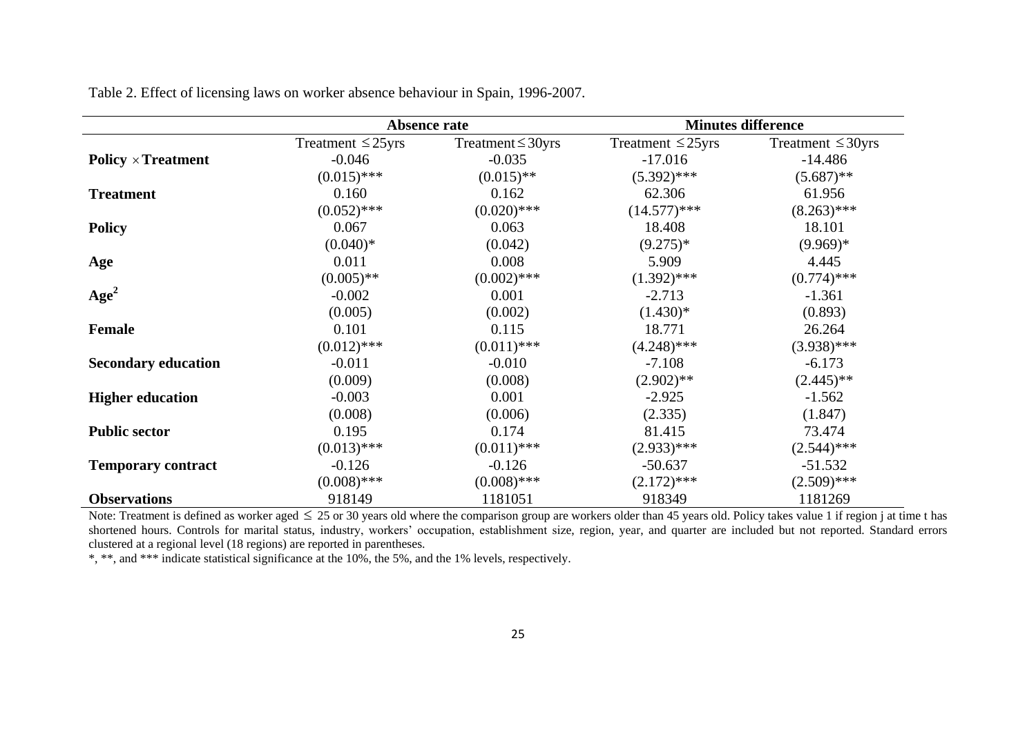Table 2. Effect of licensing laws on worker absence behaviour in Spain, 1996-2007.

| | **Absence rate** | | **Minutes difference** | |
|---|---|---|---|---|
| | Treatment $\leq$25yrs | Treatment$\leq$30yrs | Treatment $\leq$25yrs | Treatment $\leq$30yrs |
| **Policy $\times$Treatment** | -0.046 | -0.035 | -17.016 | -14.486 |
| | (0.015)*** | (0.015)** | (5.392)*** | (5.687)** |
| **Treatment** | 0.160 | 0.162 | 62.306 | 61.956 |
| | (0.052)*** | (0.020)*** | (14.577)*** | (8.263)*** |
| **Policy** | 0.067 | 0.063 | 18.408 | 18.101 |
| | (0.040)* | (0.042) | (9.275)* | (9.969)* |
| **Age** | 0.011 | 0.008 | 5.909 | 4.445 |
| | (0.005)** | (0.002)*** | (1.392)*** | (0.774)*** |
| **Age$^2$** | -0.002 | 0.001 | -2.713 | -1.361 |
| | (0.005) | (0.002) | (1.430)* | (0.893) |
| **Female** | 0.101 | 0.115 | 18.771 | 26.264 |
| | (0.012)*** | (0.011)*** | (4.248)*** | (3.938)*** |
| **Secondary education** | -0.011 | -0.010 | -7.108 | -6.173 |
| | (0.009) | (0.008) | (2.902)** | (2.445)** |
| **Higher education** | -0.003 | 0.001 | -2.925 | -1.562 |
| | (0.008) | (0.006) | (2.335) | (1.847) |
| **Public sector** | 0.195 | 0.174 | 81.415 | 73.474 |
| | (0.013)*** | (0.011)*** | (2.933)*** | (2.544)*** |
| **Temporary contract** | -0.126 | -0.126 | -50.637 | -51.532 |
| | (0.008)*** | (0.008)*** | (2.172)*** | (2.509)*** |
| **Observations** | 918149 | 1181051 | 918349 | 1181269 |

Note: Treatment is defined as worker aged $\leq$ 25 or 30 years old where the comparison group are workers older than 45 years old. Policy takes value 1 if region j at time t has shortened hours. Controls for marital status, industry, workers' occupation, establishment size, region, year, and quarter are included but not reported. Standard errors clustered at a regional level (18 regions) are reported in parentheses.

*, **, and *** indicate statistical significance at the 10%, the 5%, and the 1% levels, respectively.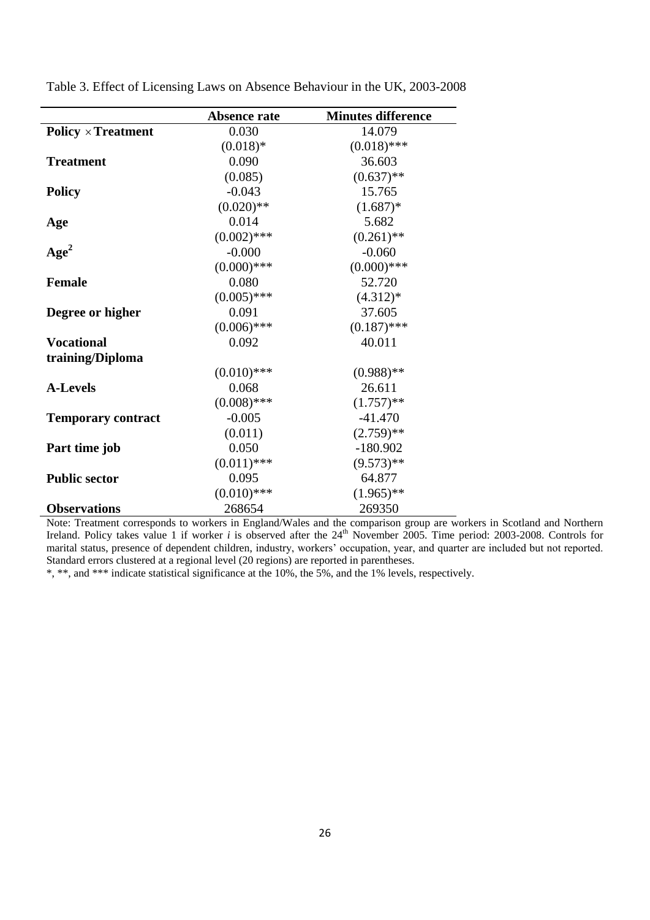Table 3. Effect of Licensing Laws on Absence Behaviour in the UK, 2003-2008

| | Absence rate | Minutes difference |
|---|---|---|
| **Policy × Treatment** | 0.030 | 14.079 |
| | (0.018)* | (0.018)*** |
| **Treatment** | 0.090 | 36.603 |
| | (0.085) | (0.637)** |
| **Policy** | -0.043 | 15.765 |
| | (0.020)** | (1.687)* |
| **Age** | 0.014 | 5.682 |
| | (0.002)*** | (0.261)** |
| **Age$^2$** | -0.000 | -0.060 |
| | (0.000)*** | (0.000)*** |
| **Female** | 0.080 | 52.720 |
| | (0.005)*** | (4.312)* |
| **Degree or higher** | 0.091 | 37.605 |
| | (0.006)*** | (0.187)*** |
| **Vocational training/Diploma** | 0.092 | 40.011 |
| | (0.010)*** | (0.988)** |
| **A-Levels** | 0.068 | 26.611 |
| | (0.008)*** | (1.757)** |
| **Temporary contract** | -0.005 | -41.470 |
| | (0.011) | (2.759)** |
| **Part time job** | 0.050 | -180.902 |
| | (0.011)*** | (9.573)** |
| **Public sector** | 0.095 | 64.877 |
| | (0.010)*** | (1.965)** |
| **Observations** | 268654 | 269350 |

Note: Treatment corresponds to workers in England/Wales and the comparison group are workers in Scotland and Northern Ireland. Policy takes value 1 if worker *i* is observed after the 24th November 2005. Time period: 2003-2008. Controls for marital status, presence of dependent children, industry, workers' occupation, year, and quarter are included but not reported. Standard errors clustered at a regional level (20 regions) are reported in parentheses.

*, **, and *** indicate statistical significance at the 10%, the 5%, and the 1% levels, respectively.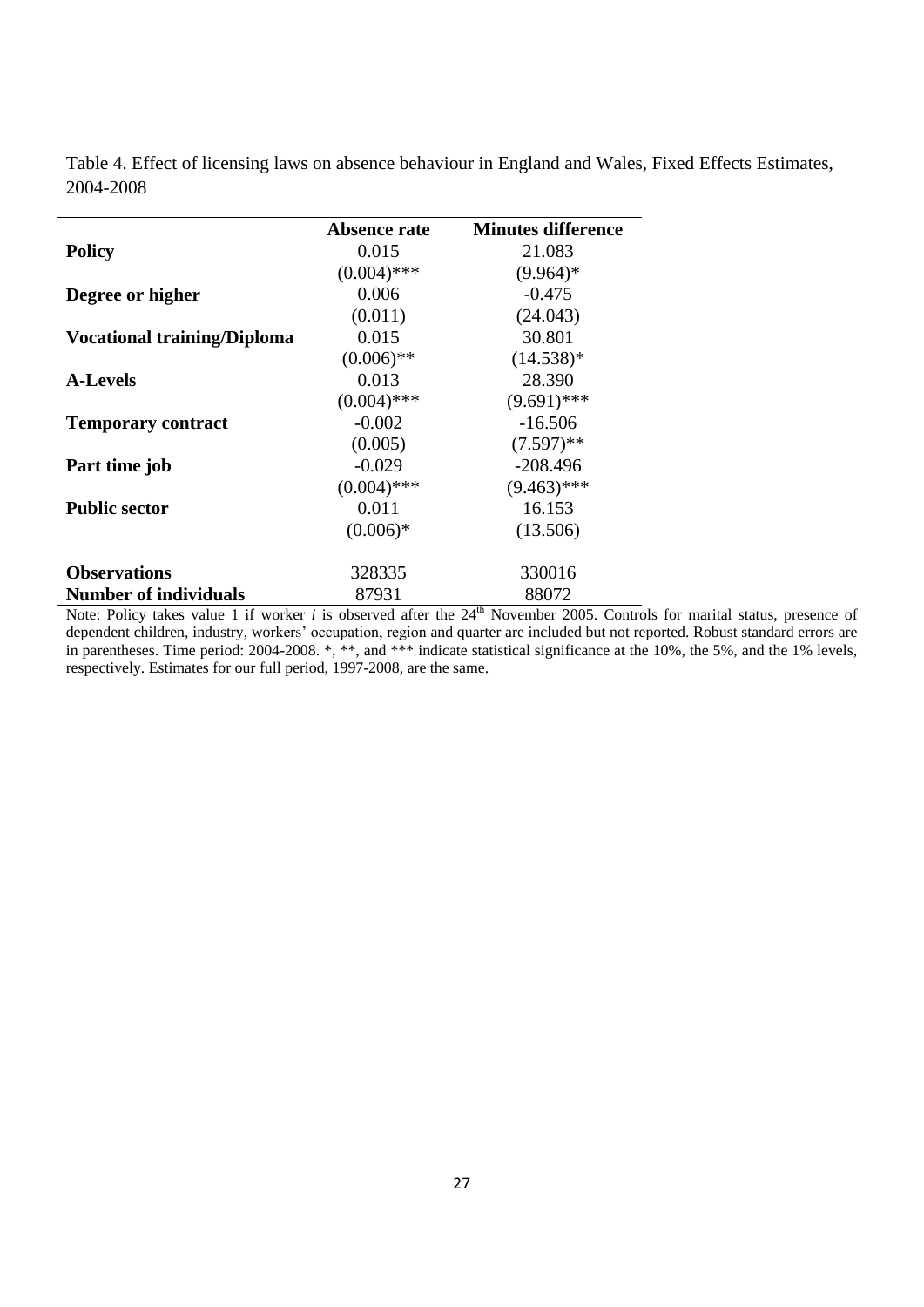Table 4. Effect of licensing laws on absence behaviour in England and Wales, Fixed Effects Estimates, 2004-2008

| | Absence rate | Minutes difference |
|---|---|---|
| **Policy** | 0.015 | 21.083 |
| | (0.004)*** | (9.964)* |
| **Degree or higher** | 0.006 | -0.475 |
| | (0.011) | (24.043) |
| **Vocational training/Diploma** | 0.015 | 30.801 |
| | (0.006)** | (14.538)* |
| **A-Levels** | 0.013 | 28.390 |
| | (0.004)*** | (9.691)*** |
| **Temporary contract** | -0.002 | -16.506 |
| | (0.005) | (7.597)** |
| **Part time job** | -0.029 | -208.496 |
| | (0.004)*** | (9.463)*** |
| **Public sector** | 0.011 | 16.153 |
| | (0.006)* | (13.506) |
| **Observations** | 328335 | 330016 |
| **Number of individuals** | 87931 | 88072 |

Note: Policy takes value 1 if worker *i* is observed after the 24th November 2005. Controls for marital status, presence of dependent children, industry, workers' occupation, region and quarter are included but not reported. Robust standard errors are in parentheses. Time period: 2004-2008. *, **, and *** indicate statistical significance at the 10%, the 5%, and the 1% levels, respectively. Estimates for our full period, 1997-2008, are the same.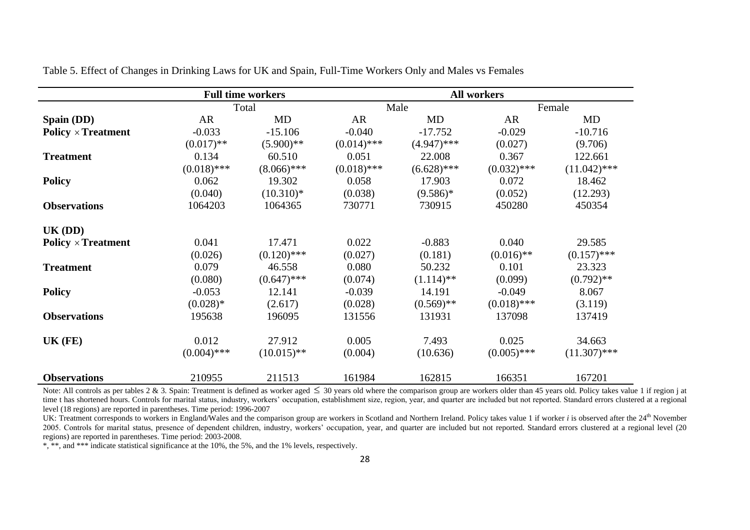Table 5. Effect of Changes in Drinking Laws for UK and Spain, Full-Time Workers Only and Males vs Females

| | **Full time workers** | | **All workers** | | | |
|---|---|---|---|---|---|---|
| | Total | | Male | | Female | |
| **Spain (DD)** | AR | MD | AR | MD | AR | MD |
| **Policy × Treatment** | -0.033 | -15.106 | -0.040 | -17.752 | -0.029 | -10.716 |
| | (0.017)** | (5.900)** | (0.014)*** | (4.947)*** | (0.027) | (9.706) |
| **Treatment** | 0.134 | 60.510 | 0.051 | 22.008 | 0.367 | 122.661 |
| | (0.018)*** | (8.066)*** | (0.018)*** | (6.628)*** | (0.032)*** | (11.042)*** |
| **Policy** | 0.062 | 19.302 | 0.058 | 17.903 | 0.072 | 18.462 |
| | (0.040) | (10.310)* | (0.038) | (9.586)* | (0.052) | (12.293) |
| **Observations** | 1064203 | 1064365 | 730771 | 730915 | 450280 | 450354 |
| **UK (DD)** | | | | | | |
| **Policy × Treatment** | 0.041 | 17.471 | 0.022 | -0.883 | 0.040 | 29.585 |
| | (0.026) | (0.120)*** | (0.027) | (0.181) | (0.016)** | (0.157)*** |
| **Treatment** | 0.079 | 46.558 | 0.080 | 50.232 | 0.101 | 23.323 |
| | (0.080) | (0.647)*** | (0.074) | (1.114)** | (0.099) | (0.792)** |
| **Policy** | -0.053 | 12.141 | -0.039 | 14.191 | -0.049 | 8.067 |
| | (0.028)* | (2.617) | (0.028) | (0.569)** | (0.018)*** | (3.119) |
| **Observations** | 195638 | 196095 | 131556 | 131931 | 137098 | 137419 |
| **UK (FE)** | 0.012 | 27.912 | 0.005 | 7.493 | 0.025 | 34.663 |
| | (0.004)*** | (10.015)** | (0.004) | (10.636) | (0.005)*** | (11.307)*** |
| **Observations** | 210955 | 211513 | 161984 | 162815 | 166351 | 167201 |

Note: All controls as per tables 2 & 3. Spain: Treatment is defined as worker aged $\leq$ 30 years old where the comparison group are workers older than 45 years old. Policy takes value 1 if region j at time t has shortened hours. Controls for marital status, industry, workers' occupation, establishment size, region, year, and quarter are included but not reported. Standard errors clustered at a regional level (18 regions) are reported in parentheses. Time period: 1996-2007

UK: Treatment corresponds to workers in England/Wales and the comparison group are workers in Scotland and Northern Ireland. Policy takes value 1 if worker $i$ is observed after the 24th November 2005. Controls for marital status, presence of dependent children, industry, workers' occupation, year, and quarter are included but not reported. Standard errors clustered at a regional level (20 regions) are reported in parentheses. Time period: 2003-2008.

*, **, and *** indicate statistical significance at the 10%, the 5%, and the 1% levels, respectively.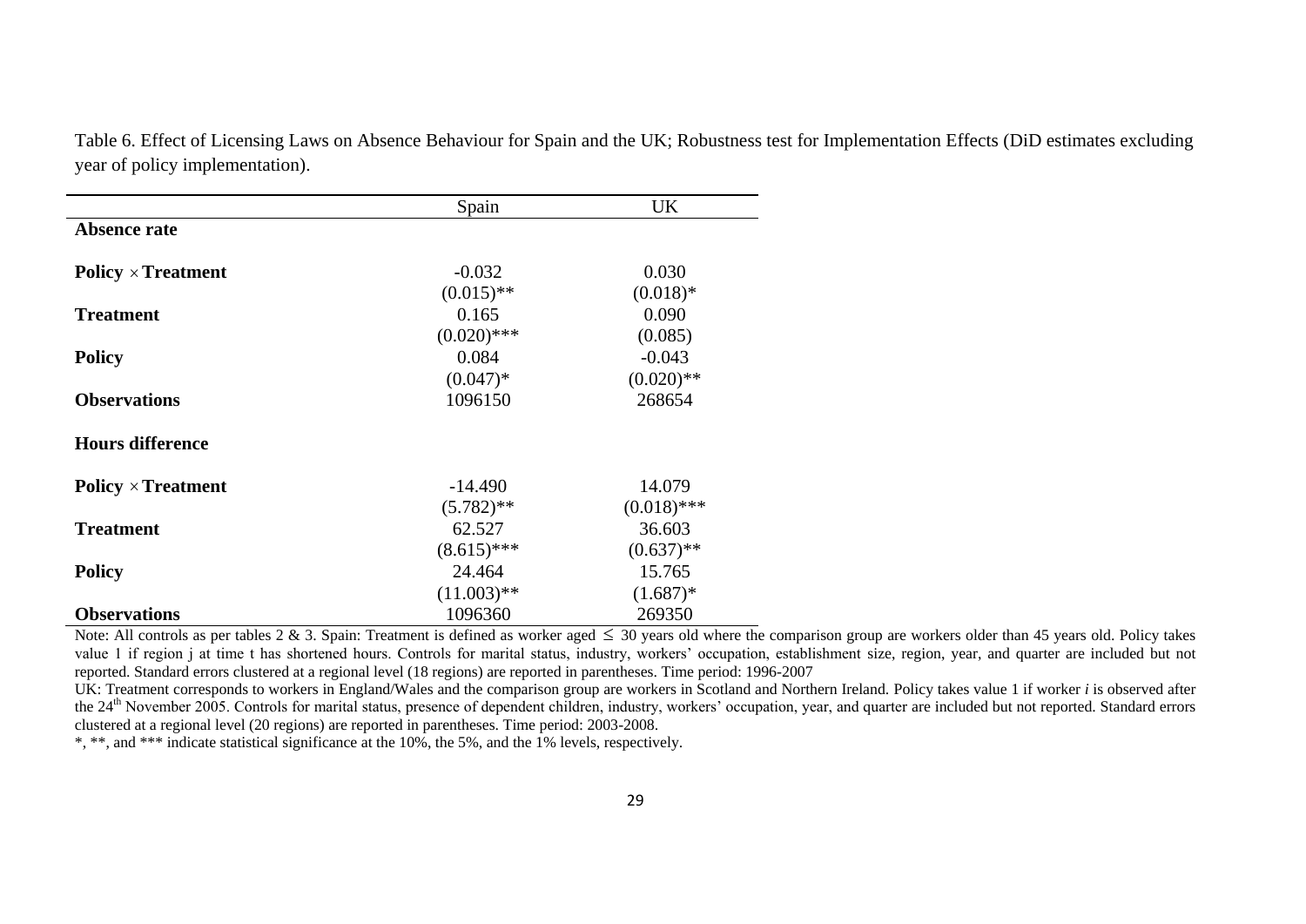Table 6. Effect of Licensing Laws on Absence Behaviour for Spain and the UK; Robustness test for Implementation Effects (DiD estimates excluding year of policy implementation).

| | Spain | UK |
|---|---|---|
| **Absence rate** | | |
| **Policy × Treatment** | -0.032 | 0.030 |
| | (0.015)** | (0.018)* |
| **Treatment** | 0.165 | 0.090 |
| | (0.020)*** | (0.085) |
| **Policy** | 0.084 | -0.043 |
| | (0.047)* | (0.020)** |
| **Observations** | 1096150 | 268654 |
| **Hours difference** | | |
| **Policy × Treatment** | -14.490 | 14.079 |
| | (5.782)** | (0.018)*** |
| **Treatment** | 62.527 | 36.603 |
| | (8.615)*** | (0.637)** |
| **Policy** | 24.464 | 15.765 |
| | (11.003)** | (1.687)* |
| **Observations** | 1096360 | 269350 |

Note: All controls as per tables 2 & 3. Spain: Treatment is defined as worker aged $\leq$ 30 years old where the comparison group are workers older than 45 years old. Policy takes value 1 if region j at time t has shortened hours. Controls for marital status, industry, workers' occupation, establishment size, region, year, and quarter are included but not reported. Standard errors clustered at a regional level (18 regions) are reported in parentheses. Time period: 1996-2007

UK: Treatment corresponds to workers in England/Wales and the comparison group are workers in Scotland and Northern Ireland. Policy takes value 1 if worker *i* is observed after the 24th November 2005. Controls for marital status, presence of dependent children, industry, workers' occupation, year, and quarter are included but not reported. Standard errors clustered at a regional level (20 regions) are reported in parentheses. Time period: 2003-2008.

*, **, and *** indicate statistical significance at the 10%, the 5%, and the 1% levels, respectively.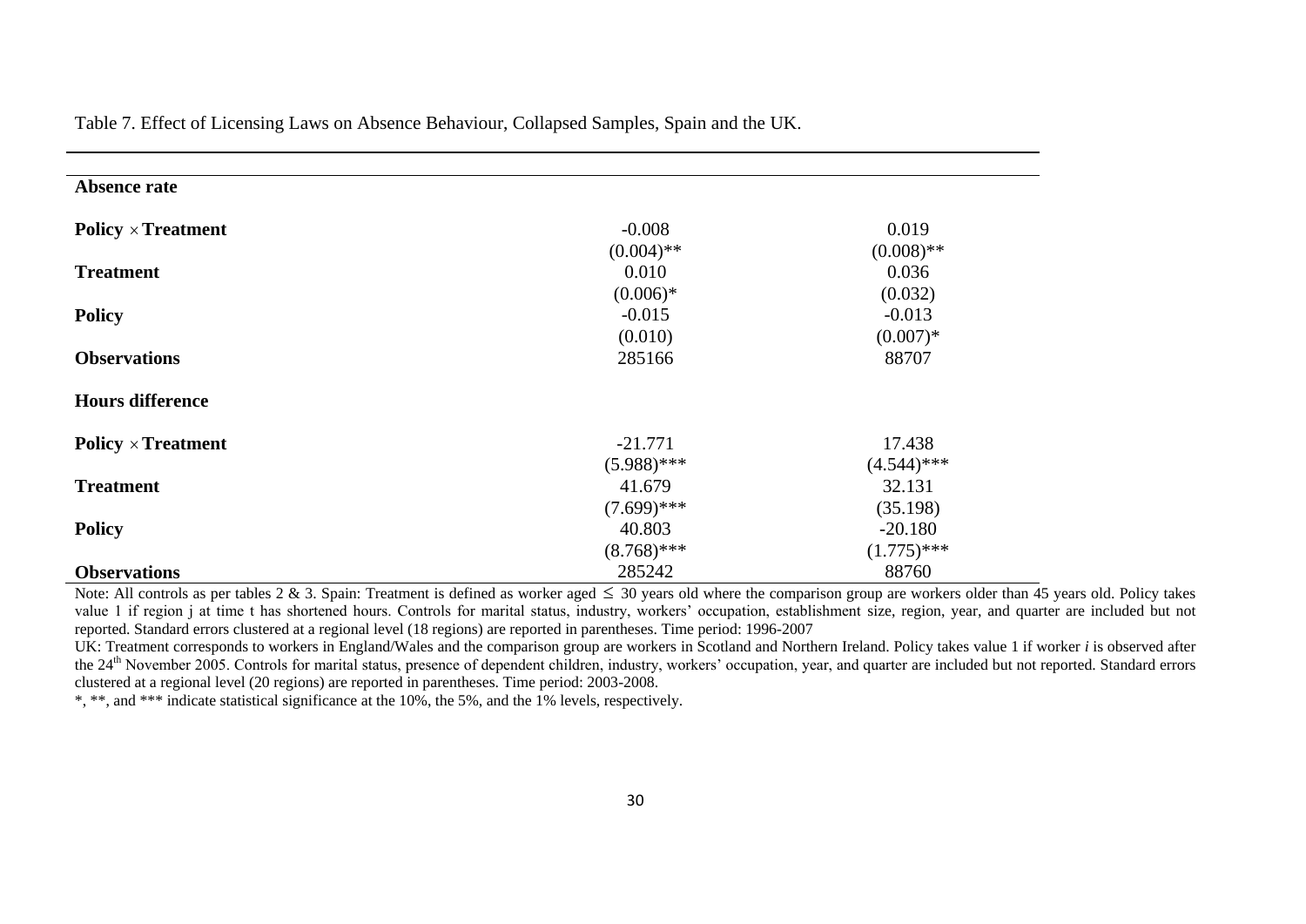Table 7. Effect of Licensing Laws on Absence Behaviour, Collapsed Samples, Spain and the UK.

| | | |
|---|---|---|
| **Absence rate** | | |
| **Policy × Treatment** | -0.008 | 0.019 |
| | (0.004)** | (0.008)** |
| **Treatment** | 0.010 | 0.036 |
| | (0.006)* | (0.032) |
| **Policy** | -0.015 | -0.013 |
| | (0.010) | (0.007)* |
| **Observations** | 285166 | 88707 |
| **Hours difference** | | |
| **Policy × Treatment** | -21.771 | 17.438 |
| | (5.988)*** | (4.544)*** |
| **Treatment** | 41.679 | 32.131 |
| | (7.699)*** | (35.198) |
| **Policy** | 40.803 | -20.180 |
| | (8.768)*** | (1.775)*** |
| **Observations** | 285242 | 88760 |

Note: All controls as per tables 2 & 3. Spain: Treatment is defined as worker aged $\leq$ 30 years old where the comparison group are workers older than 45 years old. Policy takes value 1 if region j at time t has shortened hours. Controls for marital status, industry, workers' occupation, establishment size, region, year, and quarter are included but not reported. Standard errors clustered at a regional level (18 regions) are reported in parentheses. Time period: 1996-2007

UK: Treatment corresponds to workers in England/Wales and the comparison group are workers in Scotland and Northern Ireland. Policy takes value 1 if worker *i* is observed after the 24th November 2005. Controls for marital status, presence of dependent children, industry, workers' occupation, year, and quarter are included but not reported. Standard errors clustered at a regional level (20 regions) are reported in parentheses. Time period: 2003-2008.

*, **, and *** indicate statistical significance at the 10%, the 5%, and the 1% levels, respectively.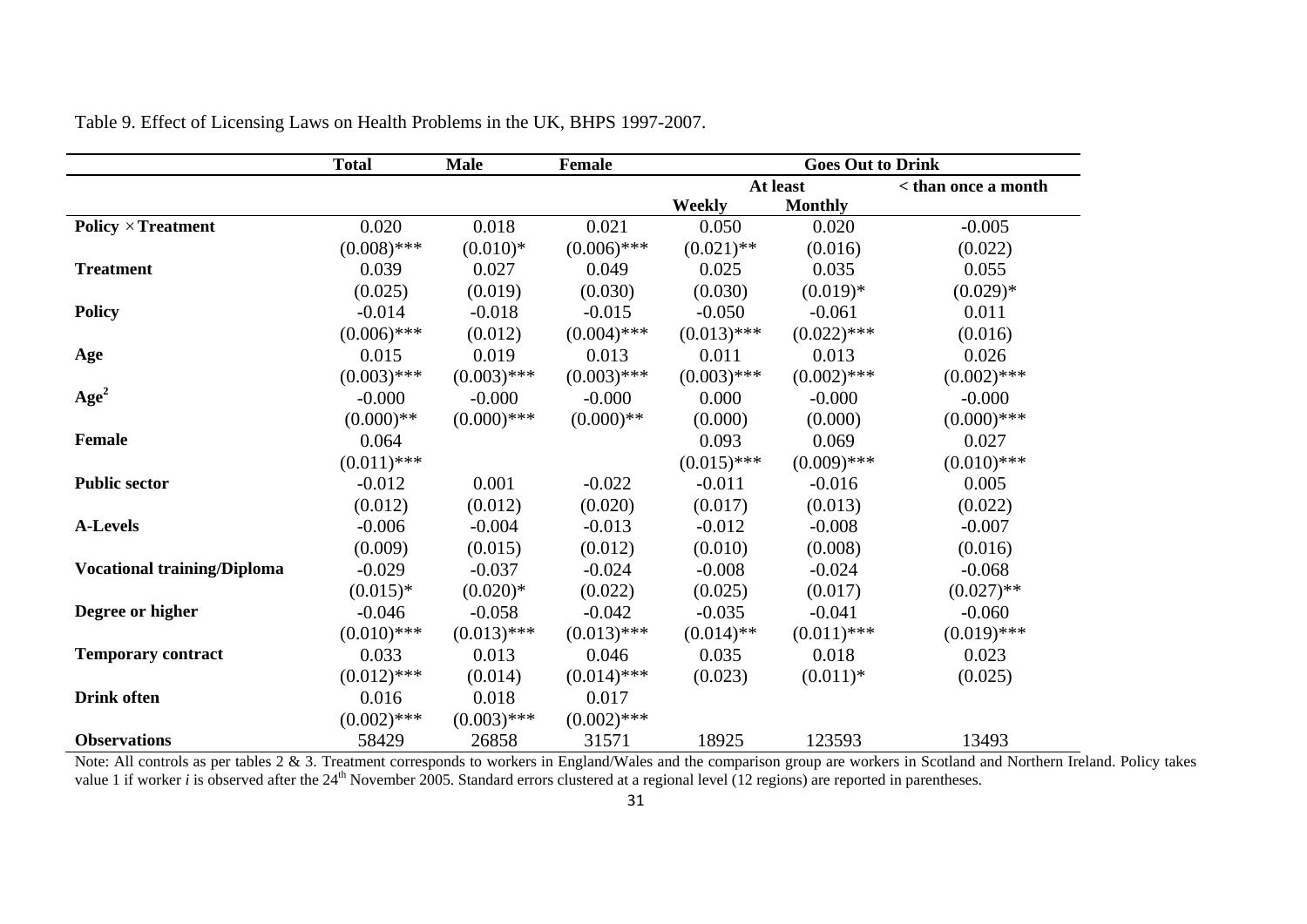Table 9. Effect of Licensing Laws on Health Problems in the UK, BHPS 1997-2007.

| | **Total** | **Male** | **Female** | **Goes Out to Drink** | | |
|---|---|---|---|---|---|---|
| | | | | **At least** | | **< than once a month** |
| | | | | **Weekly** | **Monthly** | |
| **Policy × Treatment** | 0.020 | 0.018 | 0.021 | 0.050 | 0.020 | -0.005 |
| | (0.008)*** | (0.010)* | (0.006)*** | (0.021)** | (0.016) | (0.022) |
| **Treatment** | 0.039 | 0.027 | 0.049 | 0.025 | 0.035 | 0.055 |
| | (0.025) | (0.019) | (0.030) | (0.030) | (0.019)* | (0.029)* |
| **Policy** | -0.014 | -0.018 | -0.015 | -0.050 | -0.061 | 0.011 |
| | (0.006)*** | (0.012) | (0.004)*** | (0.013)*** | (0.022)*** | (0.016) |
| **Age** | 0.015 | 0.019 | 0.013 | 0.011 | 0.013 | 0.026 |
| | (0.003)*** | (0.003)*** | (0.003)*** | (0.003)*** | (0.002)*** | (0.002)*** |
| **Age$^2$** | -0.000 | -0.000 | -0.000 | 0.000 | -0.000 | -0.000 |
| | (0.000)** | (0.000)*** | (0.000)** | (0.000) | (0.000) | (0.000)*** |
| **Female** | 0.064 | | | 0.093 | 0.069 | 0.027 |
| | (0.011)*** | | | (0.015)*** | (0.009)*** | (0.010)*** |
| **Public sector** | -0.012 | 0.001 | -0.022 | -0.011 | -0.016 | 0.005 |
| | (0.012) | (0.012) | (0.020) | (0.017) | (0.013) | (0.022) |
| **A-Levels** | -0.006 | -0.004 | -0.013 | -0.012 | -0.008 | -0.007 |
| | (0.009) | (0.015) | (0.012) | (0.010) | (0.008) | (0.016) |
| **Vocational training/Diploma** | -0.029 | -0.037 | -0.024 | -0.008 | -0.024 | -0.068 |
| | (0.015)* | (0.020)* | (0.022) | (0.025) | (0.017) | (0.027)** |
| **Degree or higher** | -0.046 | -0.058 | -0.042 | -0.035 | -0.041 | -0.060 |
| | (0.010)*** | (0.013)*** | (0.013)*** | (0.014)** | (0.011)*** | (0.019)*** |
| **Temporary contract** | 0.033 | 0.013 | 0.046 | 0.035 | 0.018 | 0.023 |
| | (0.012)*** | (0.014) | (0.014)*** | (0.023) | (0.011)* | (0.025) |
| **Drink often** | 0.016 | 0.018 | 0.017 | | | |
| | (0.002)*** | (0.003)*** | (0.002)*** | | | |
| **Observations** | 58429 | 26858 | 31571 | 18925 | 123593 | 13493 |

Note: All controls as per tables 2 & 3. Treatment corresponds to workers in England/Wales and the comparison group are workers in Scotland and Northern Ireland. Policy takes value 1 if worker *i* is observed after the 24th November 2005. Standard errors clustered at a regional level (12 regions) are reported in parentheses.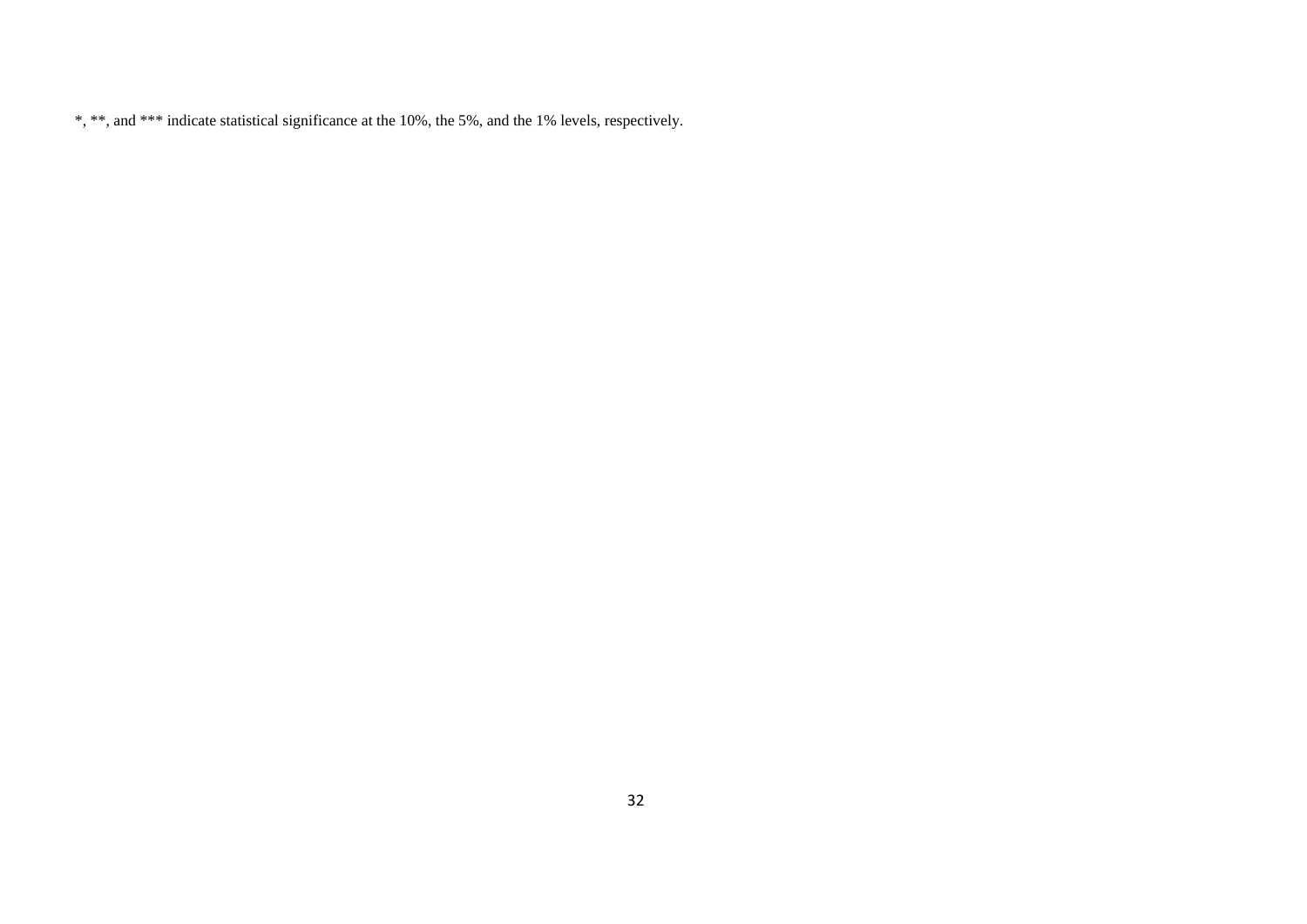*, **, and *** indicate statistical significance at the 10%, the 5%, and the 1% levels, respectively.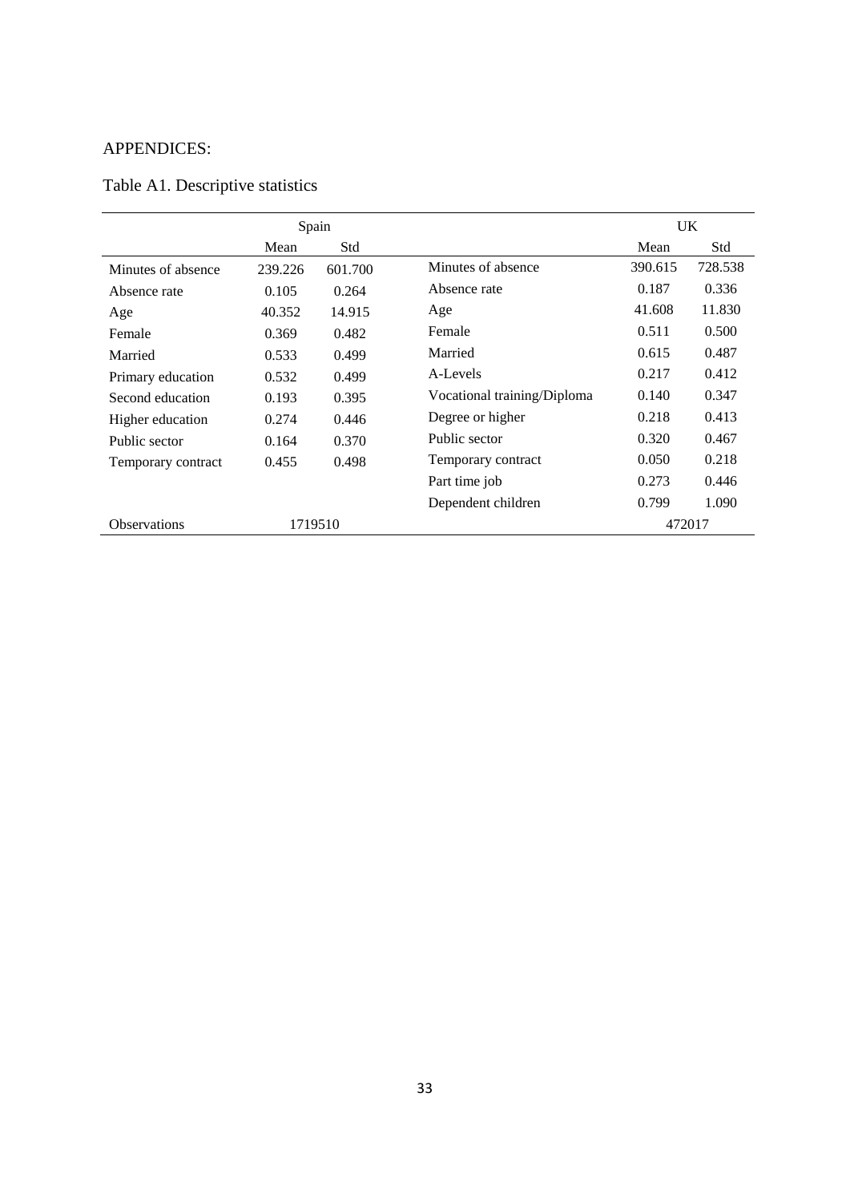APPENDICES:

Table A1. Descriptive statistics

| Spain | | | UK | | |
|---|---|---|---|---|---|
| | Mean | Std | | Mean | Std |
| Minutes of absence | 239.226 | 601.700 | Minutes of absence | 390.615 | 728.538 |
| Absence rate | 0.105 | 0.264 | Absence rate | 0.187 | 0.336 |
| Age | 40.352 | 14.915 | Age | 41.608 | 11.830 |
| Female | 0.369 | 0.482 | Female | 0.511 | 0.500 |
| Married | 0.533 | 0.499 | Married | 0.615 | 0.487 |
| Primary education | 0.532 | 0.499 | A-Levels | 0.217 | 0.412 |
| Second education | 0.193 | 0.395 | Vocational training/Diploma | 0.140 | 0.347 |
| Higher education | 0.274 | 0.446 | Degree or higher | 0.218 | 0.413 |
| Public sector | 0.164 | 0.370 | Public sector | 0.320 | 0.467 |
| Temporary contract | 0.455 | 0.498 | Temporary contract | 0.050 | 0.218 |
| | | | Part time job | 0.273 | 0.446 |
| | | | Dependent children | 0.799 | 1.090 |
| Observations | 1719510 | | | 472017 | |